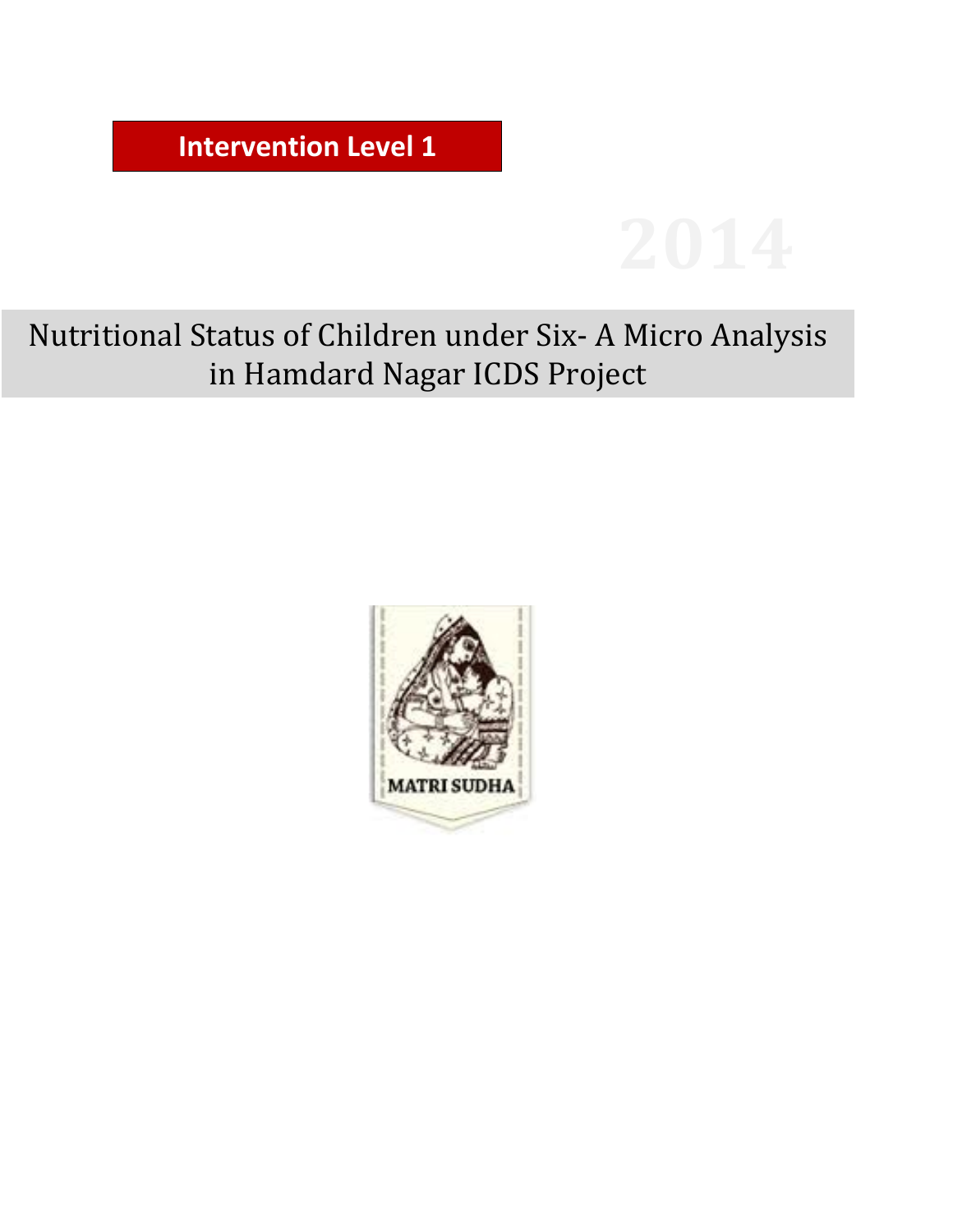**Intervention Level 1**

2014

# Nutritional Status of Children under Six- A Micro Analysis in Hamdard Nagar ICDS Project

MATRI SUDHA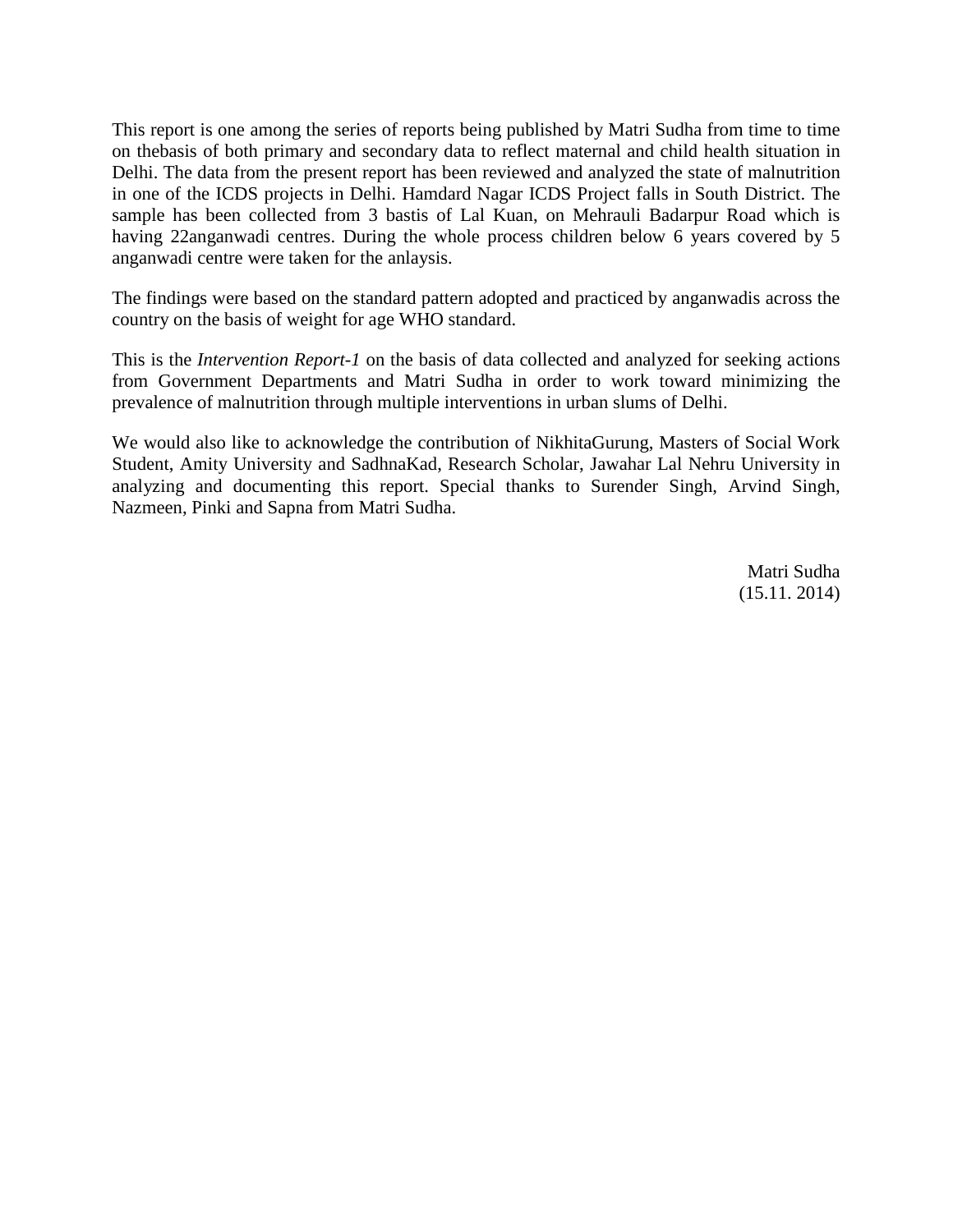This report is one among the series of reports being published by Matri Sudha from time to time on thebasis of both primary and secondary data to reflect maternal and child health situation in Delhi. The data from the present report has been reviewed and analyzed the state of malnutrition in one of the ICDS projects in Delhi. Hamdard Nagar ICDS Project falls in South District. The sample has been collected from 3 bastis of Lal Kuan, on Mehrauli Badarpur Road which is having 22anganwadi centres. During the whole process children below 6 years covered by 5 anganwadi centre were taken for the anlaysis.

The findings were based on the standard pattern adopted and practiced by anganwadis across the country on the basis of weight for age WHO standard.

This is the *Intervention Report-1* on the basis of data collected and analyzed for seeking actions from Government Departments and Matri Sudha in order to work toward minimizing the prevalence of malnutrition through multiple interventions in urban slums of Delhi.

We would also like to acknowledge the contribution of NikhitaGurung, Masters of Social Work Student, Amity University and SadhnaKad, Research Scholar, Jawahar Lal Nehru University in analyzing and documenting this report. Special thanks to Surender Singh, Arvind Singh, Nazmeen, Pinki and Sapna from Matri Sudha.

Matri Sudha
(15.11. 2014)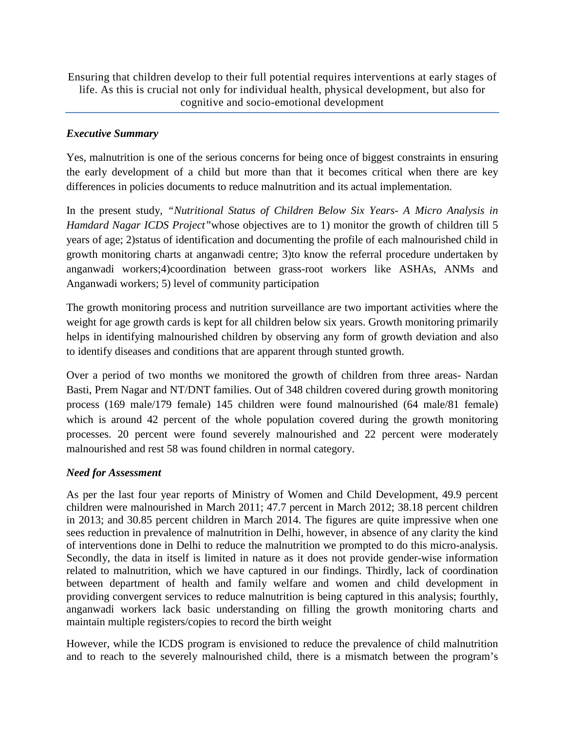Ensuring that children develop to their full potential requires interventions at early stages of life. As this is crucial not only for individual health, physical development, but also for cognitive and socio-emotional development

***Executive Summary***

Yes, malnutrition is one of the serious concerns for being once of biggest constraints in ensuring the early development of a child but more than that it becomes critical when there are key differences in policies documents to reduce malnutrition and its actual implementation.

In the present study, *"Nutritional Status of Children Below Six Years- A Micro Analysis in Hamdard Nagar ICDS Project"*whose objectives are to 1) monitor the growth of children till 5 years of age; 2)status of identification and documenting the profile of each malnourished child in growth monitoring charts at anganwadi centre; 3)to know the referral procedure undertaken by anganwadi workers;4)coordination between grass-root workers like ASHAs, ANMs and Anganwadi workers; 5) level of community participation

The growth monitoring process and nutrition surveillance are two important activities where the weight for age growth cards is kept for all children below six years. Growth monitoring primarily helps in identifying malnourished children by observing any form of growth deviation and also to identify diseases and conditions that are apparent through stunted growth.

Over a period of two months we monitored the growth of children from three areas- Nardan Basti, Prem Nagar and NT/DNT families. Out of 348 children covered during growth monitoring process (169 male/179 female) 145 children were found malnourished (64 male/81 female) which is around 42 percent of the whole population covered during the growth monitoring processes. 20 percent were found severely malnourished and 22 percent were moderately malnourished and rest 58 was found children in normal category.

***Need for Assessment***

As per the last four year reports of Ministry of Women and Child Development, 49.9 percent children were malnourished in March 2011; 47.7 percent in March 2012; 38.18 percent children in 2013; and 30.85 percent children in March 2014. The figures are quite impressive when one sees reduction in prevalence of malnutrition in Delhi, however, in absence of any clarity the kind of interventions done in Delhi to reduce the malnutrition we prompted to do this micro-analysis. Secondly, the data in itself is limited in nature as it does not provide gender-wise information related to malnutrition, which we have captured in our findings. Thirdly, lack of coordination between department of health and family welfare and women and child development in providing convergent services to reduce malnutrition is being captured in this analysis; fourthly, anganwadi workers lack basic understanding on filling the growth monitoring charts and maintain multiple registers/copies to record the birth weight

However, while the ICDS program is envisioned to reduce the prevalence of child malnutrition and to reach to the severely malnourished child, there is a mismatch between the program's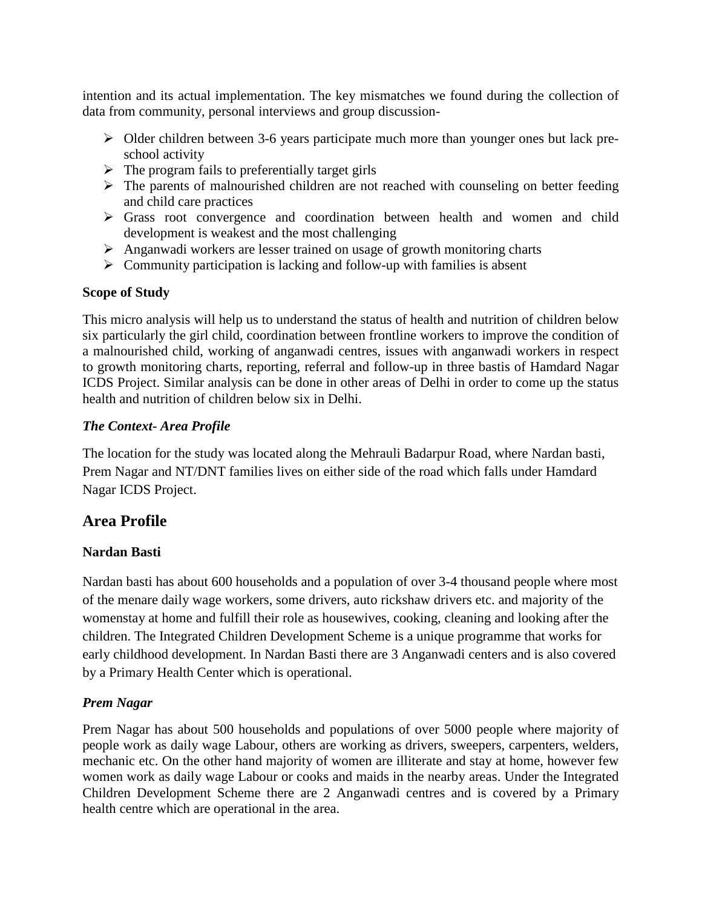intention and its actual implementation. The key mismatches we found during the collection of data from community, personal interviews and group discussion-

- Older children between 3-6 years participate much more than younger ones but lack pre-school activity
- The program fails to preferentially target girls
- The parents of malnourished children are not reached with counseling on better feeding and child care practices
- Grass root convergence and coordination between health and women and child development is weakest and the most challenging
- Anganwadi workers are lesser trained on usage of growth monitoring charts
- Community participation is lacking and follow-up with families is absent

**Scope of Study**

This micro analysis will help us to understand the status of health and nutrition of children below six particularly the girl child, coordination between frontline workers to improve the condition of a malnourished child, working of anganwadi centres, issues with anganwadi workers in respect to growth monitoring charts, reporting, referral and follow-up in three bastis of Hamdard Nagar ICDS Project. Similar analysis can be done in other areas of Delhi in order to come up the status health and nutrition of children below six in Delhi.

***The Context- Area Profile***

The location for the study was located along the Mehrauli Badarpur Road, where Nardan basti, Prem Nagar and NT/DNT families lives on either side of the road which falls under Hamdard Nagar ICDS Project.

## Area Profile

**Nardan Basti**

Nardan basti has about 600 households and a population of over 3-4 thousand people where most of the menare daily wage workers, some drivers, auto rickshaw drivers etc. and majority of the womenstay at home and fulfill their role as housewives, cooking, cleaning and looking after the children. The Integrated Children Development Scheme is a unique programme that works for early childhood development. In Nardan Basti there are 3 Anganwadi centers and is also covered by a Primary Health Center which is operational.

***Prem Nagar***

Prem Nagar has about 500 households and populations of over 5000 people where majority of people work as daily wage Labour, others are working as drivers, sweepers, carpenters, welders, mechanic etc. On the other hand majority of women are illiterate and stay at home, however few women work as daily wage Labour or cooks and maids in the nearby areas. Under the Integrated Children Development Scheme there are 2 Anganwadi centres and is covered by a Primary health centre which are operational in the area.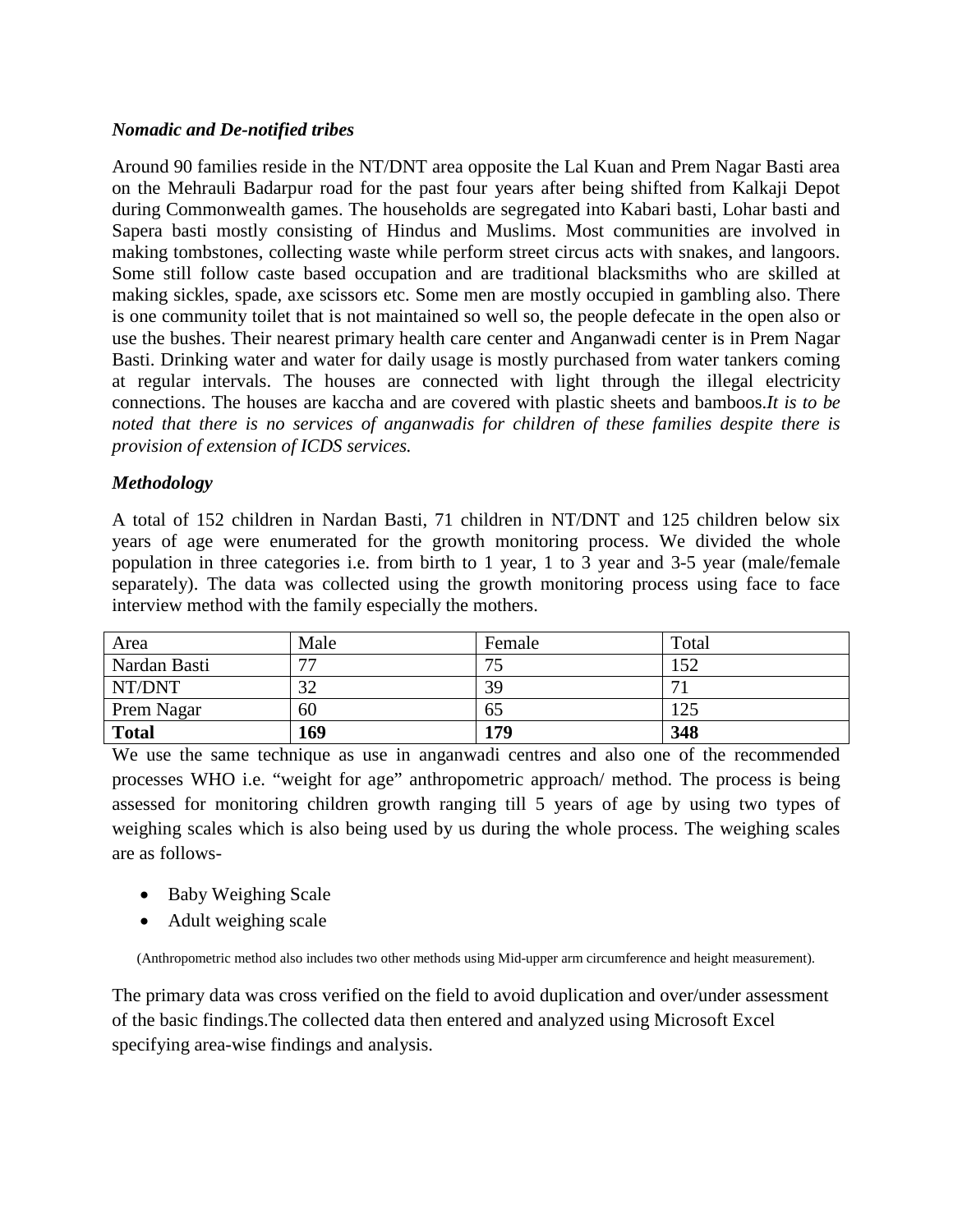*Nomadic and De-notified tribes*

Around 90 families reside in the NT/DNT area opposite the Lal Kuan and Prem Nagar Basti area on the Mehrauli Badarpur road for the past four years after being shifted from Kalkaji Depot during Commonwealth games. The households are segregated into Kabari basti, Lohar basti and Sapera basti mostly consisting of Hindus and Muslims. Most communities are involved in making tombstones, collecting waste while perform street circus acts with snakes, and langoors. Some still follow caste based occupation and are traditional blacksmiths who are skilled at making sickles, spade, axe scissors etc. Some men are mostly occupied in gambling also. There is one community toilet that is not maintained so well so, the people defecate in the open also or use the bushes. Their nearest primary health care center and Anganwadi center is in Prem Nagar Basti. Drinking water and water for daily usage is mostly purchased from water tankers coming at regular intervals. The houses are connected with light through the illegal electricity connections. The houses are kaccha and are covered with plastic sheets and bamboos.*It is to be noted that there is no services of anganwadis for children of these families despite there is provision of extension of ICDS services.*

*Methodology*

A total of 152 children in Nardan Basti, 71 children in NT/DNT and 125 children below six years of age were enumerated for the growth monitoring process. We divided the whole population in three categories i.e. from birth to 1 year, 1 to 3 year and 3-5 year (male/female separately). The data was collected using the growth monitoring process using face to face interview method with the family especially the mothers.

| Area | Male | Female | Total |
|---|---|---|---|
| Nardan Basti | 77 | 75 | 152 |
| NT/DNT | 32 | 39 | 71 |
| Prem Nagar | 60 | 65 | 125 |
| **Total** | **169** | **179** | **348** |

We use the same technique as use in anganwadi centres and also one of the recommended processes WHO i.e. "weight for age" anthropometric approach/ method. The process is being assessed for monitoring children growth ranging till 5 years of age by using two types of weighing scales which is also being used by us during the whole process. The weighing scales are as follows-

- Baby Weighing Scale
- Adult weighing scale

(Anthropometric method also includes two other methods using Mid-upper arm circumference and height measurement).

The primary data was cross verified on the field to avoid duplication and over/under assessment of the basic findings.The collected data then entered and analyzed using Microsoft Excel specifying area-wise findings and analysis.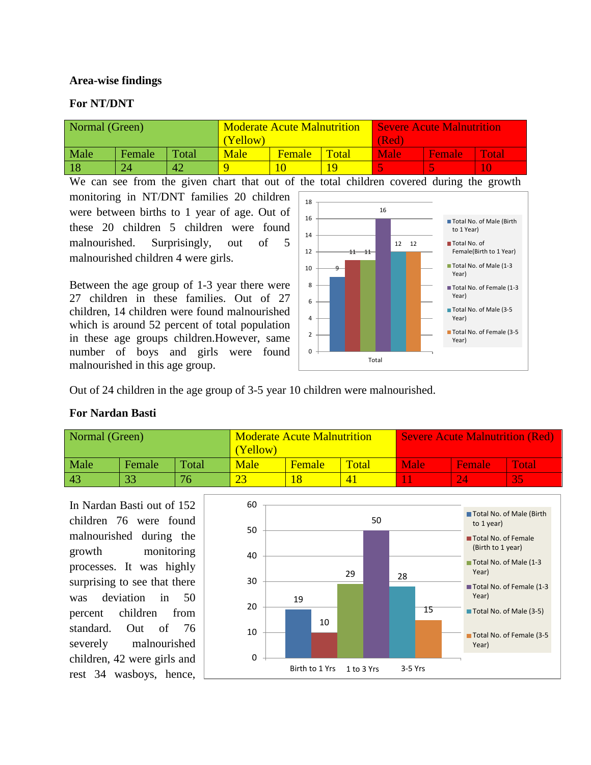**Area-wise findings**

**For NT/DNT**

| Normal (Green) | | | Moderate Acute Malnutrition (Yellow) | | | Severe Acute Malnutrition (Red) | | |
|---|---|---|---|---|---|---|---|---|
| Male | Female | Total | Male | Female | Total | Male | Female | Total |
| 18 | 24 | 42 | 9 | 10 | 19 | 5 | 5 | 10 |

We can see from the given chart that out of the total children covered during the growth monitoring in NT/DNT families 20 children were between births to 1 year of age. Out of these 20 children 5 children were found malnourished. Surprisingly, out of 5 malnourished children 4 were girls.

Between the age group of 1-3 year there were 27 children in these families. Out of 27 children, 14 children were found malnourished which is around 52 percent of total population in these age groups children.However, same number of boys and girls were found malnourished in this age group.

Out of 24 children in the age group of 3-5 year 10 children were malnourished.

**For Nardan Basti**

| Normal (Green) | | | Moderate Acute Malnutrition (Yellow) | | | Severe Acute Malnutrition (Red) | | |
|---|---|---|---|---|---|---|---|---|
| Male | Female | Total | Male | Female | Total | Male | Female | Total |
| 43 | 33 | 76 | 23 | 18 | 41 | 11 | 24 | 35 |

In Nardan Basti out of 152 children 76 were found malnourished during the growth monitoring processes. It was highly surprising to see that there was deviation in 50 percent children from standard. Out of 76 severely malnourished children, 42 were girls and rest 34 wasboys, hence,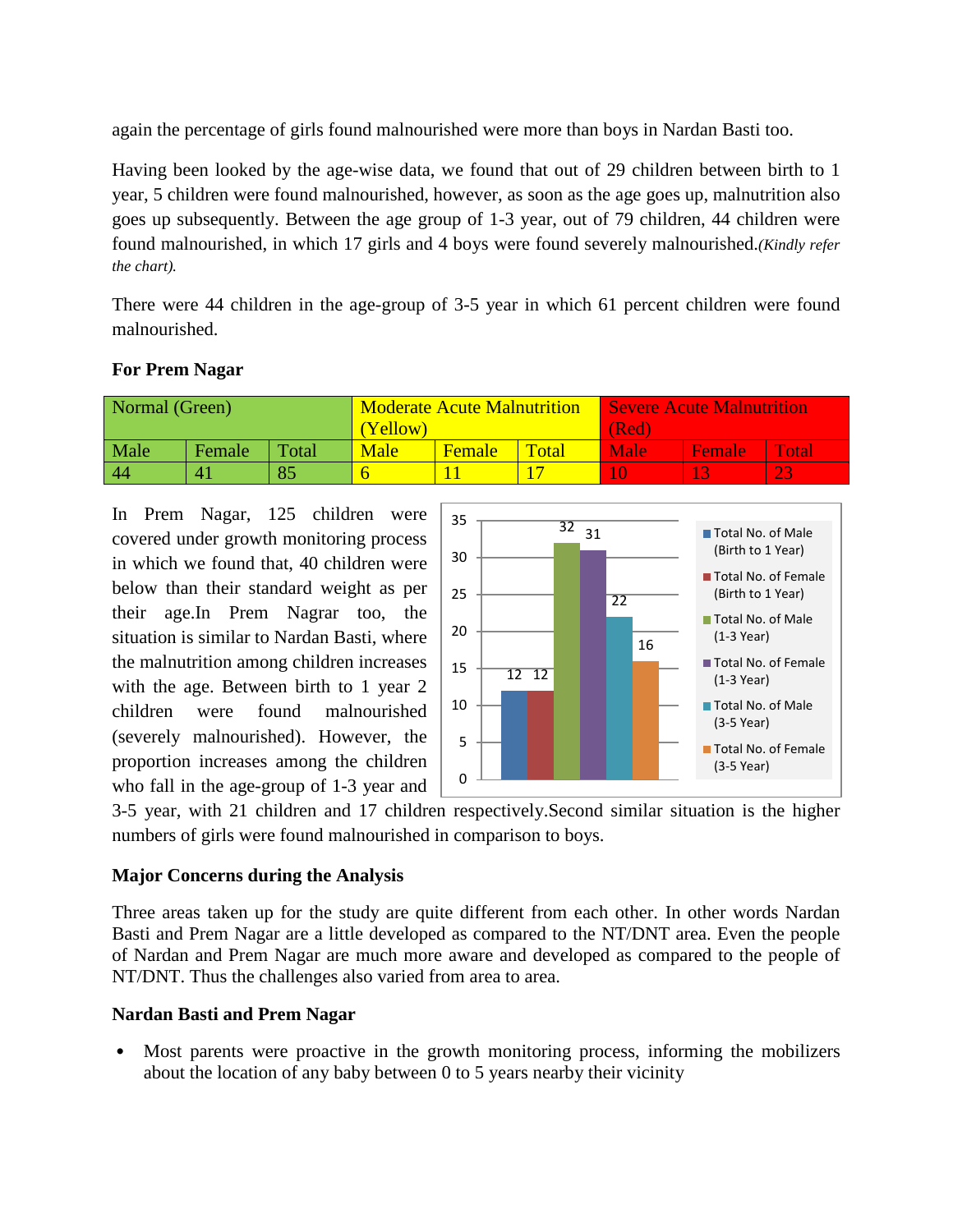again the percentage of girls found malnourished were more than boys in Nardan Basti too.

Having been looked by the age-wise data, we found that out of 29 children between birth to 1 year, 5 children were found malnourished, however, as soon as the age goes up, malnutrition also goes up subsequently. Between the age group of 1-3 year, out of 79 children, 44 children were found malnourished, in which 17 girls and 4 boys were found severely malnourished.*(Kindly refer the chart).*

There were 44 children in the age-group of 3-5 year in which 61 percent children were found malnourished.

**For Prem Nagar**

| Normal (Green) | | | Moderate Acute Malnutrition (Yellow) | | | Severe Acute Malnutrition (Red) | | |
|---|---|---|---|---|---|---|---|---|
| Male | Female | Total | Male | Female | Total | Male | Female | Total |
| 44 | 41 | 85 | 6 | 11 | 17 | 10 | 13 | 23 |

In Prem Nagar, 125 children were covered under growth monitoring process in which we found that, 40 children were below than their standard weight as per their age.In Prem Nagrar too, the situation is similar to Nardan Basti, where the malnutrition among children increases with the age. Between birth to 1 year 2 children were found malnourished (severely malnourished). However, the proportion increases among the children who fall in the age-group of 1-3 year and 3-5 year, with 21 children and 17 children respectively.Second similar situation is the higher numbers of girls were found malnourished in comparison to boys.

| | Total No. of Male (Birth to 1 Year) | Total No. of Female (Birth to 1 Year) | Total No. of Male (1-3 Year) | Total No. of Female (1-3 Year) | Total No. of Male (3-5 Year) | Total No. of Female (3-5 Year) |
|---|---|---|---|---|---|---|
| | 12 | 12 | 32 | 31 | 22 | 16 |

**Major Concerns during the Analysis**

Three areas taken up for the study are quite different from each other. In other words Nardan Basti and Prem Nagar are a little developed as compared to the NT/DNT area. Even the people of Nardan and Prem Nagar are much more aware and developed as compared to the people of NT/DNT. Thus the challenges also varied from area to area.

**Nardan Basti and Prem Nagar**

- Most parents were proactive in the growth monitoring process, informing the mobilizers about the location of any baby between 0 to 5 years nearby their vicinity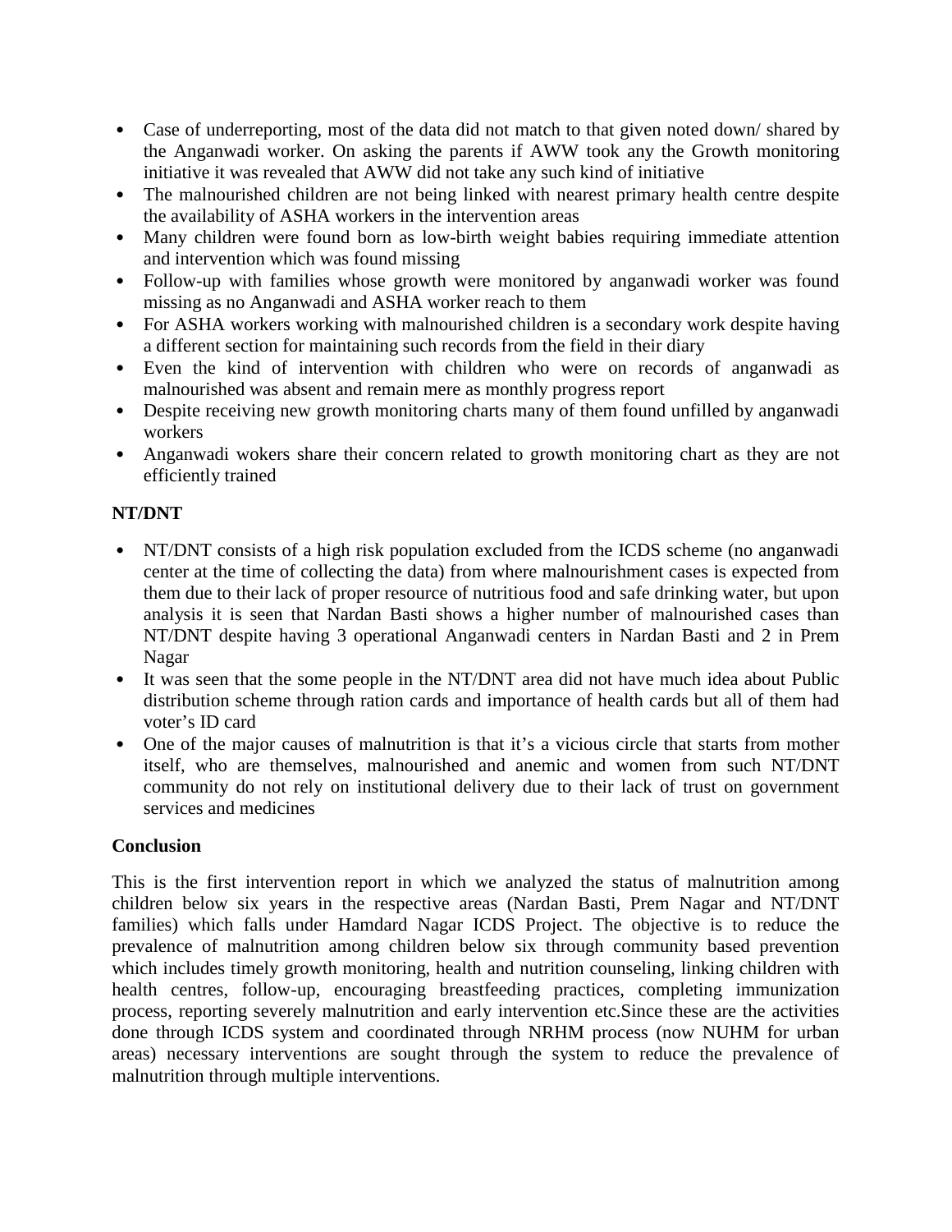- Case of underreporting, most of the data did not match to that given noted down/ shared by the Anganwadi worker. On asking the parents if AWW took any the Growth monitoring initiative it was revealed that AWW did not take any such kind of initiative
- The malnourished children are not being linked with nearest primary health centre despite the availability of ASHA workers in the intervention areas
- Many children were found born as low-birth weight babies requiring immediate attention and intervention which was found missing
- Follow-up with families whose growth were monitored by anganwadi worker was found missing as no Anganwadi and ASHA worker reach to them
- For ASHA workers working with malnourished children is a secondary work despite having a different section for maintaining such records from the field in their diary
- Even the kind of intervention with children who were on records of anganwadi as malnourished was absent and remain mere as monthly progress report
- Despite receiving new growth monitoring charts many of them found unfilled by anganwadi workers
- Anganwadi wokers share their concern related to growth monitoring chart as they are not efficiently trained

**NT/DNT**

- NT/DNT consists of a high risk population excluded from the ICDS scheme (no anganwadi center at the time of collecting the data) from where malnourishment cases is expected from them due to their lack of proper resource of nutritious food and safe drinking water, but upon analysis it is seen that Nardan Basti shows a higher number of malnourished cases than NT/DNT despite having 3 operational Anganwadi centers in Nardan Basti and 2 in Prem Nagar
- It was seen that the some people in the NT/DNT area did not have much idea about Public distribution scheme through ration cards and importance of health cards but all of them had voter's ID card
- One of the major causes of malnutrition is that it's a vicious circle that starts from mother itself, who are themselves, malnourished and anemic and women from such NT/DNT community do not rely on institutional delivery due to their lack of trust on government services and medicines

**Conclusion**

This is the first intervention report in which we analyzed the status of malnutrition among children below six years in the respective areas (Nardan Basti, Prem Nagar and NT/DNT families) which falls under Hamdard Nagar ICDS Project. The objective is to reduce the prevalence of malnutrition among children below six through community based prevention which includes timely growth monitoring, health and nutrition counseling, linking children with health centres, follow-up, encouraging breastfeeding practices, completing immunization process, reporting severely malnutrition and early intervention etc.Since these are the activities done through ICDS system and coordinated through NRHM process (now NUHM for urban areas) necessary interventions are sought through the system to reduce the prevalence of malnutrition through multiple interventions.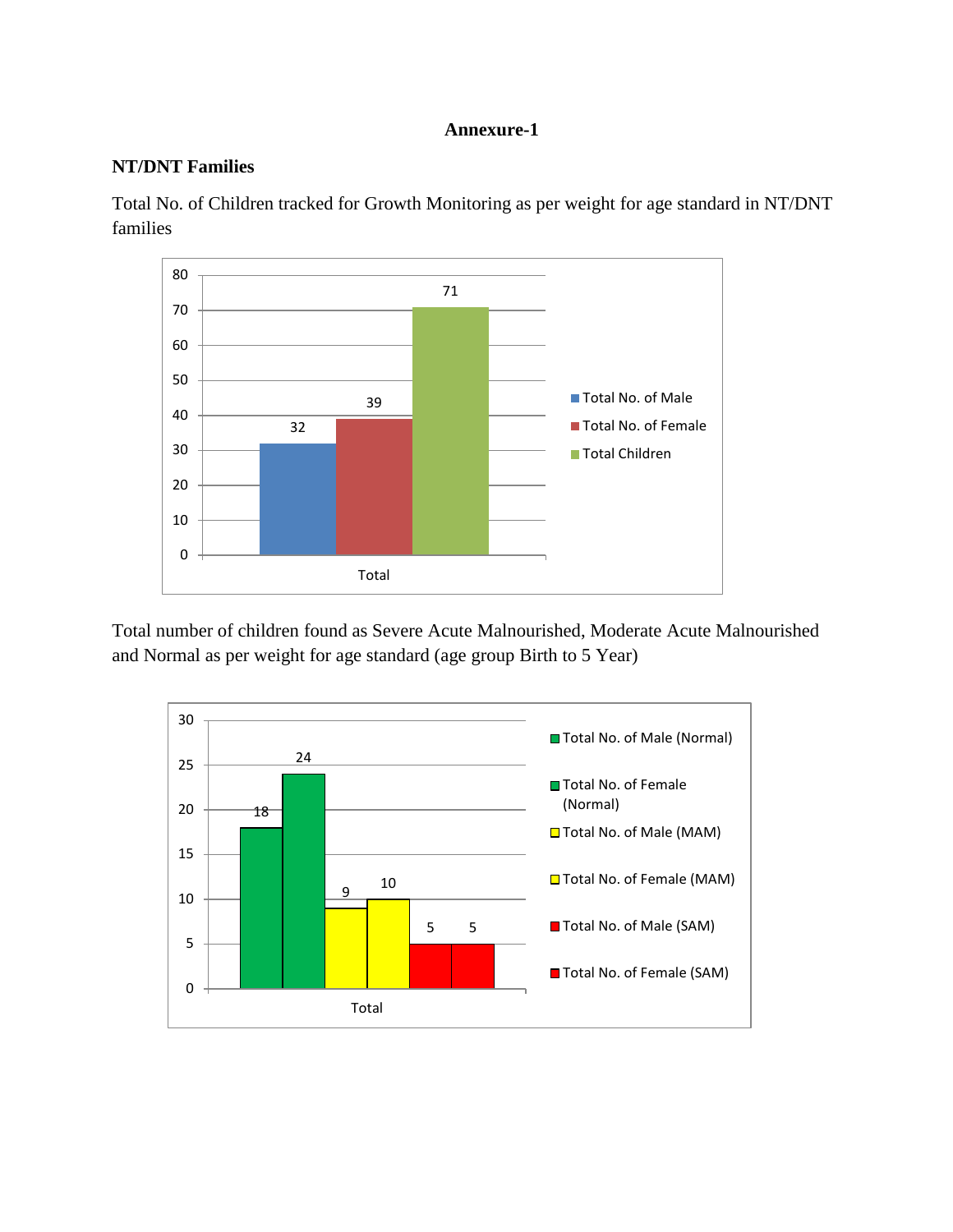**Annexure-1**

**NT/DNT Families**

Total No. of Children tracked for Growth Monitoring as per weight for age standard in NT/DNT families

| | Total No. of Male | Total No. of Female | Total Children |
|---|---|---|---|
| Total | 32 | 39 | 71 |

Total number of children found as Severe Acute Malnourished, Moderate Acute Malnourished and Normal as per weight for age standard (age group Birth to 5 Year)

| | Total No. of Male (Normal) | Total No. of Female (Normal) | Total No. of Male (MAM) | Total No. of Female (MAM) | Total No. of Male (SAM) | Total No. of Female (SAM) |
|---|---|---|---|---|---|---|
| Total | 18 | 24 | 9 | 10 | 5 | 5 |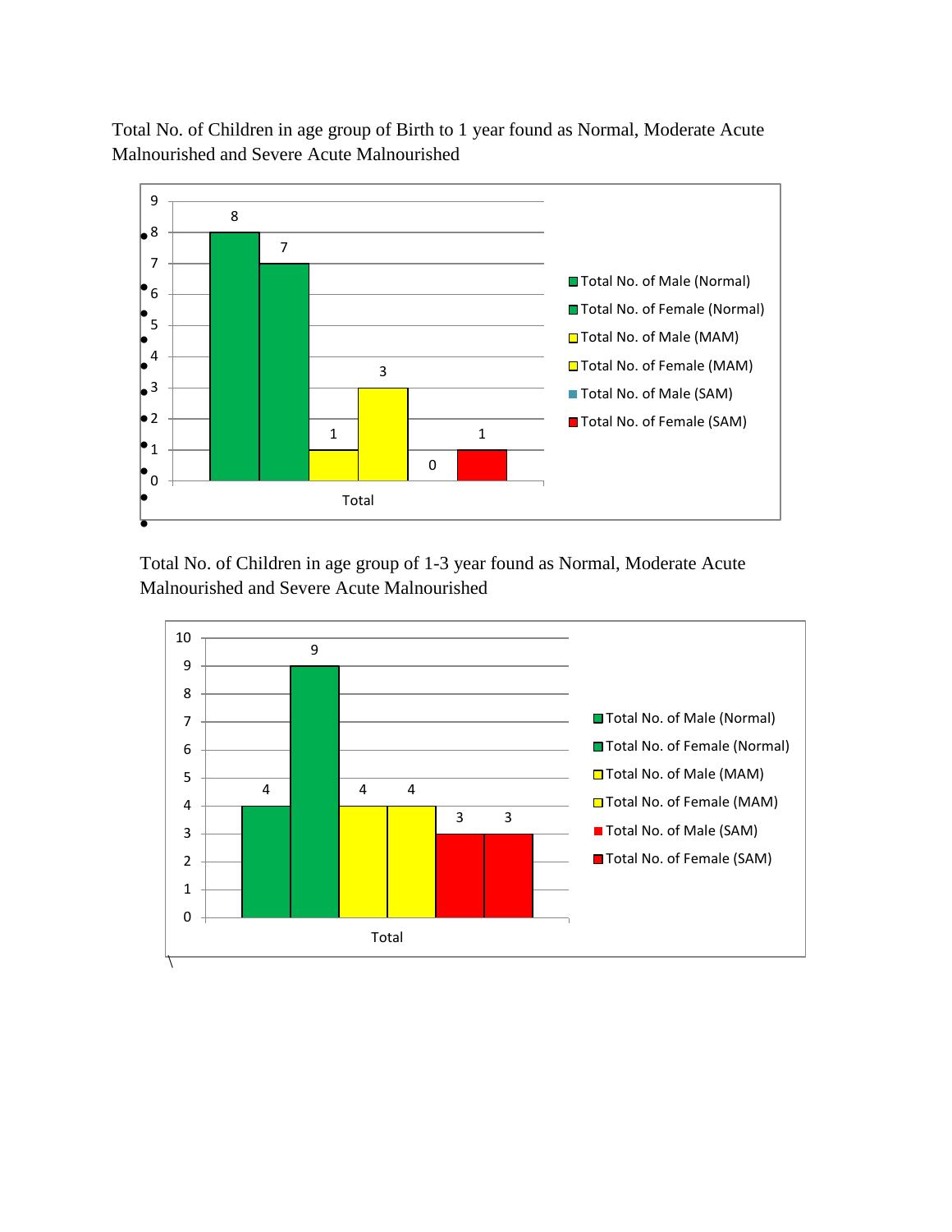Total No. of Children in age group of Birth to 1 year found as Normal, Moderate Acute Malnourished and Severe Acute Malnourished

| | Total No. of Male (Normal) | Total No. of Female (Normal) | Total No. of Male (MAM) | Total No. of Female (MAM) | Total No. of Male (SAM) | Total No. of Female (SAM) |
|---|---|---|---|---|---|---|
| Total | 8 | 7 | 1 | 3 | 0 | 1 |

Total No. of Children in age group of 1-3 year found as Normal, Moderate Acute Malnourished and Severe Acute Malnourished

| | Total No. of Male (Normal) | Total No. of Female (Normal) | Total No. of Male (MAM) | Total No. of Female (MAM) | Total No. of Male (SAM) | Total No. of Female (SAM) |
|---|---|---|---|---|---|---|
| Total | 4 | 9 | 4 | 4 | 3 | 3 |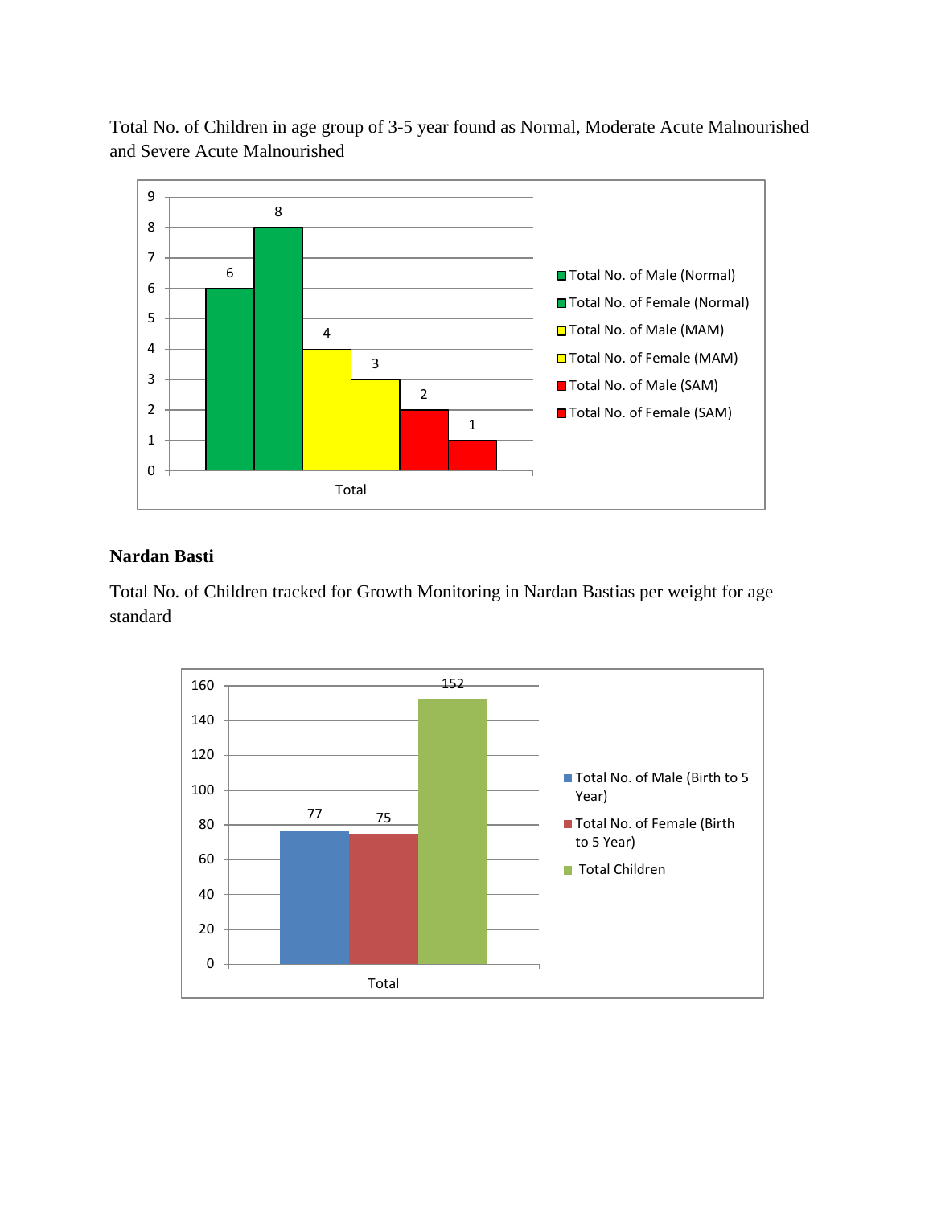Total No. of Children in age group of 3-5 year found as Normal, Moderate Acute Malnourished and Severe Acute Malnourished

| | Total No. of Male (Normal) | Total No. of Female (Normal) | Total No. of Male (MAM) | Total No. of Female (MAM) | Total No. of Male (SAM) | Total No. of Female (SAM) |
|---|---|---|---|---|---|---|
| Total | 6 | 8 | 4 | 3 | 2 | 1 |

**Nardan Basti**

Total No. of Children tracked for Growth Monitoring in Nardan Bastias per weight for age standard

| | Total No. of Male (Birth to 5 Year) | Total No. of Female (Birth to 5 Year) | Total Children |
|---|---|---|---|
| Total | 77 | 75 | 152 |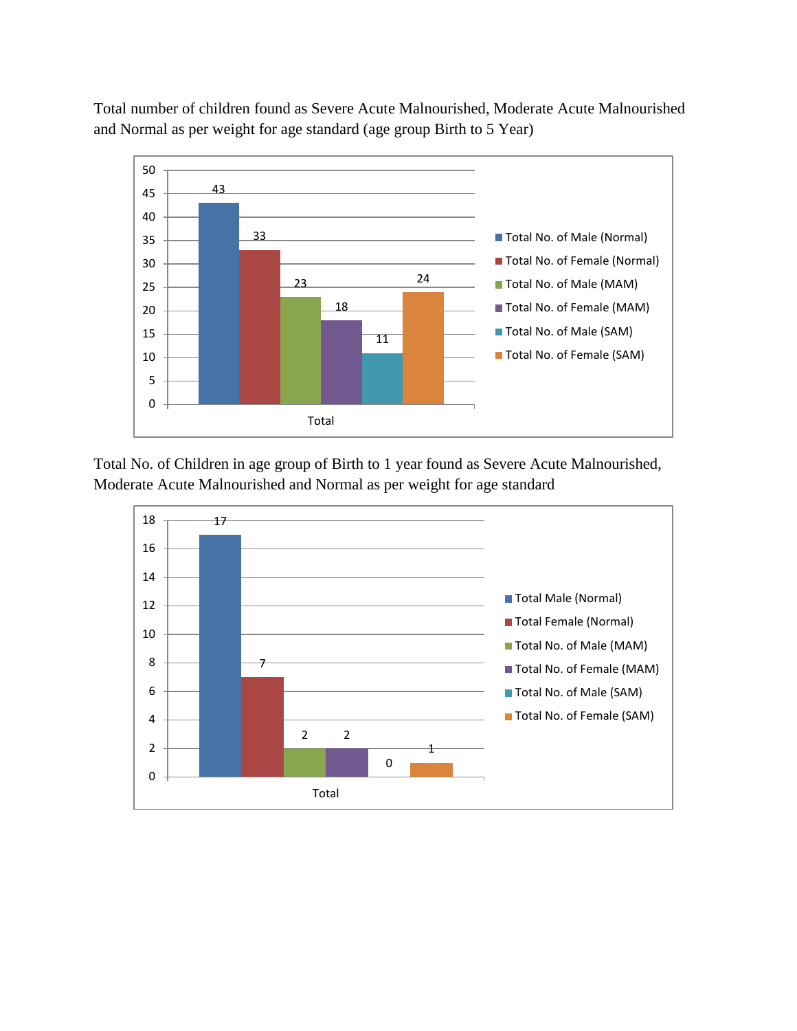Total number of children found as Severe Acute Malnourished, Moderate Acute Malnourished and Normal as per weight for age standard (age group Birth to 5 Year)

| | Total No. of Male (Normal) | Total No. of Female (Normal) | Total No. of Male (MAM) | Total No. of Female (MAM) | Total No. of Male (SAM) | Total No. of Female (SAM) |
|---|---|---|---|---|---|---|
| Total | 43 | 33 | 23 | 18 | 11 | 24 |

Total No. of Children in age group of Birth to 1 year found as Severe Acute Malnourished, Moderate Acute Malnourished and Normal as per weight for age standard

| | Total Male (Normal) | Total Female (Normal) | Total No. of Male (MAM) | Total No. of Female (MAM) | Total No. of Male (SAM) | Total No. of Female (SAM) |
|---|---|---|---|---|---|---|
| Total | 17 | 7 | 2 | 2 | 0 | 1 |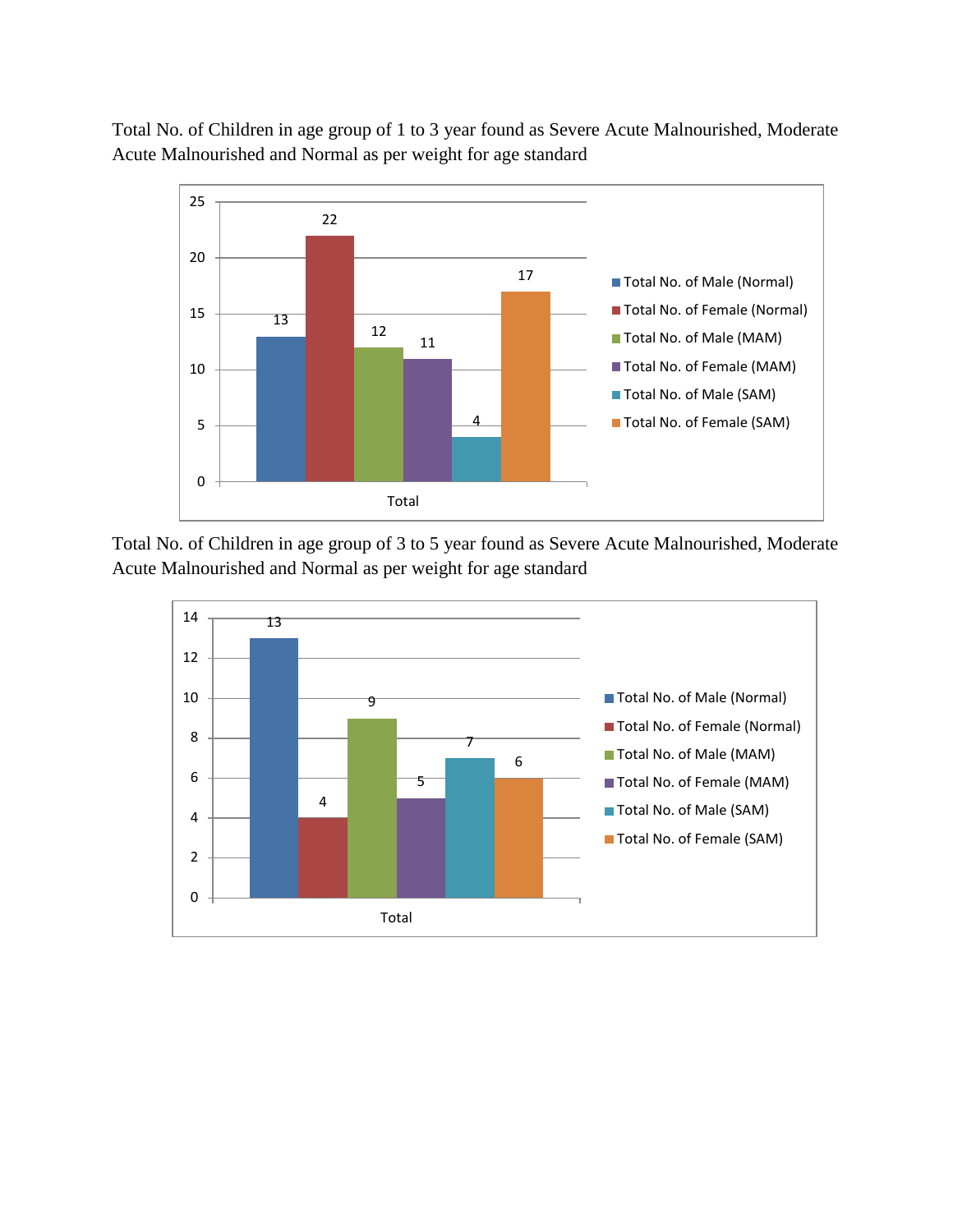Total No. of Children in age group of 1 to 3 year found as Severe Acute Malnourished, Moderate Acute Malnourished and Normal as per weight for age standard

| | Total |
|---|---|
| Total No. of Male (Normal) | 13 |
| Total No. of Female (Normal) | 22 |
| Total No. of Male (MAM) | 12 |
| Total No. of Female (MAM) | 11 |
| Total No. of Male (SAM) | 4 |
| Total No. of Female (SAM) | 17 |

Total No. of Children in age group of 3 to 5 year found as Severe Acute Malnourished, Moderate Acute Malnourished and Normal as per weight for age standard

| | Total |
|---|---|
| Total No. of Male (Normal) | 13 |
| Total No. of Female (Normal) | 4 |
| Total No. of Male (MAM) | 9 |
| Total No. of Female (MAM) | 5 |
| Total No. of Male (SAM) | 7 |
| Total No. of Female (SAM) | 6 |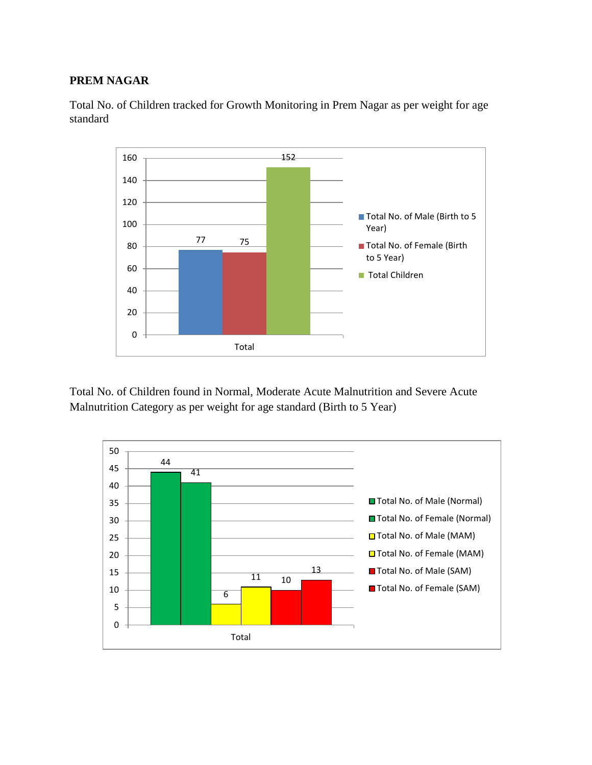**PREM NAGAR**

Total No. of Children tracked for Growth Monitoring in Prem Nagar as per weight for age standard

| | Total No. of Male (Birth to 5 Year) | Total No. of Female (Birth to 5 Year) | Total Children |
|---|---|---|---|
| Total | 77 | 75 | 152 |

Total No. of Children found in Normal, Moderate Acute Malnutrition and Severe Acute Malnutrition Category as per weight for age standard (Birth to 5 Year)

| | Total No. of Male (Normal) | Total No. of Female (Normal) | Total No. of Male (MAM) | Total No. of Female (MAM) | Total No. of Male (SAM) | Total No. of Female (SAM) |
|---|---|---|---|---|---|---|
| Total | 44 | 41 | 6 | 11 | 10 | 13 |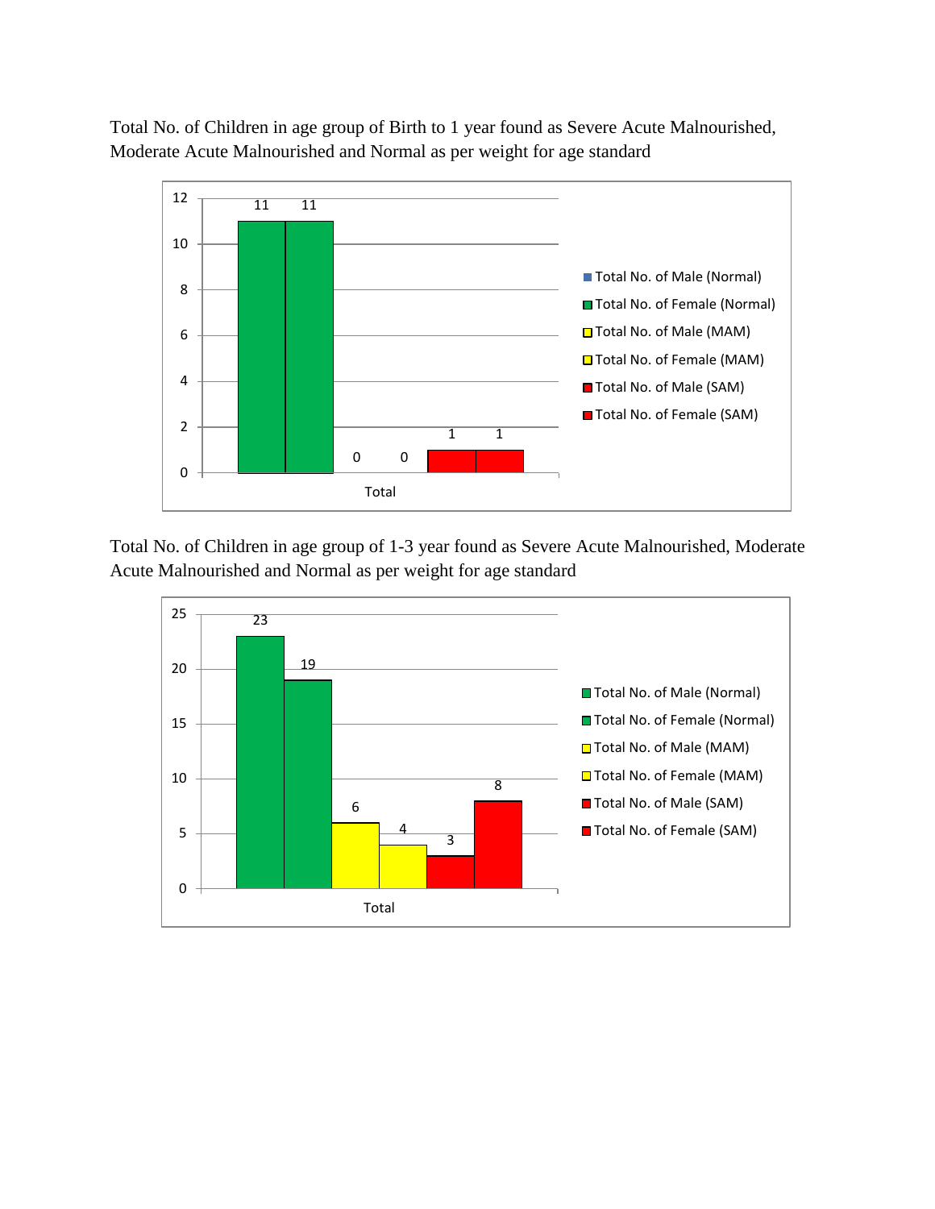Total No. of Children in age group of Birth to 1 year found as Severe Acute Malnourished, Moderate Acute Malnourished and Normal as per weight for age standard

| | Total No. of Male (Normal) | Total No. of Female (Normal) | Total No. of Male (MAM) | Total No. of Female (MAM) | Total No. of Male (SAM) | Total No. of Female (SAM) |
|---|---|---|---|---|---|---|
| Total | 11 | 11 | 0 | 0 | 1 | 1 |

Total No. of Children in age group of 1-3 year found as Severe Acute Malnourished, Moderate Acute Malnourished and Normal as per weight for age standard

| | Total No. of Male (Normal) | Total No. of Female (Normal) | Total No. of Male (MAM) | Total No. of Female (MAM) | Total No. of Male (SAM) | Total No. of Female (SAM) |
|---|---|---|---|---|---|---|
| Total | 23 | 19 | 6 | 4 | 3 | 8 |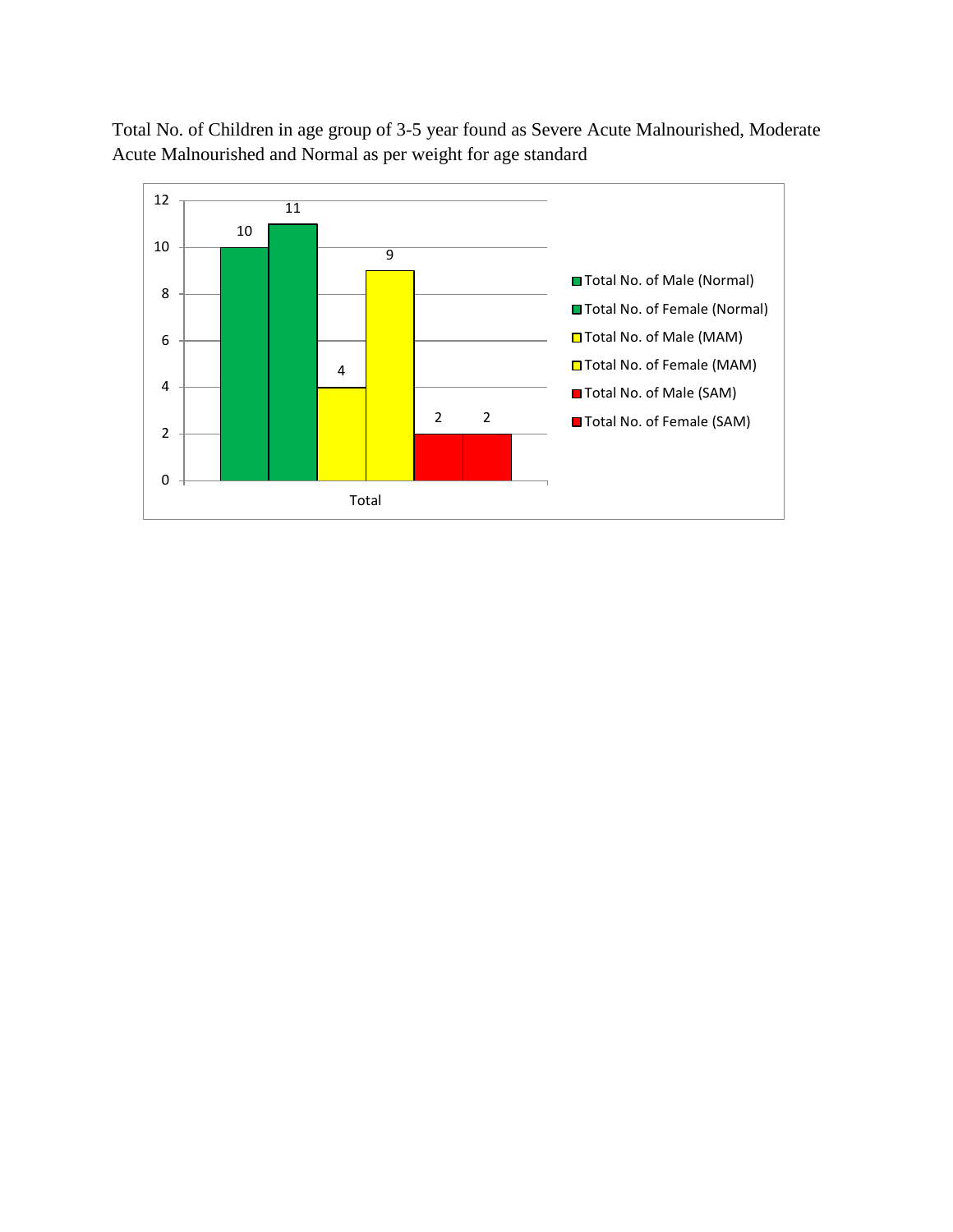Total No. of Children in age group of 3-5 year found as Severe Acute Malnourished, Moderate Acute Malnourished and Normal as per weight for age standard

| | Total No. of Male (Normal) | Total No. of Female (Normal) | Total No. of Male (MAM) | Total No. of Female (MAM) | Total No. of Male (SAM) | Total No. of Female (SAM) |
|---|---|---|---|---|---|---|
| Total | 10 | 11 | 4 | 9 | 2 | 2 |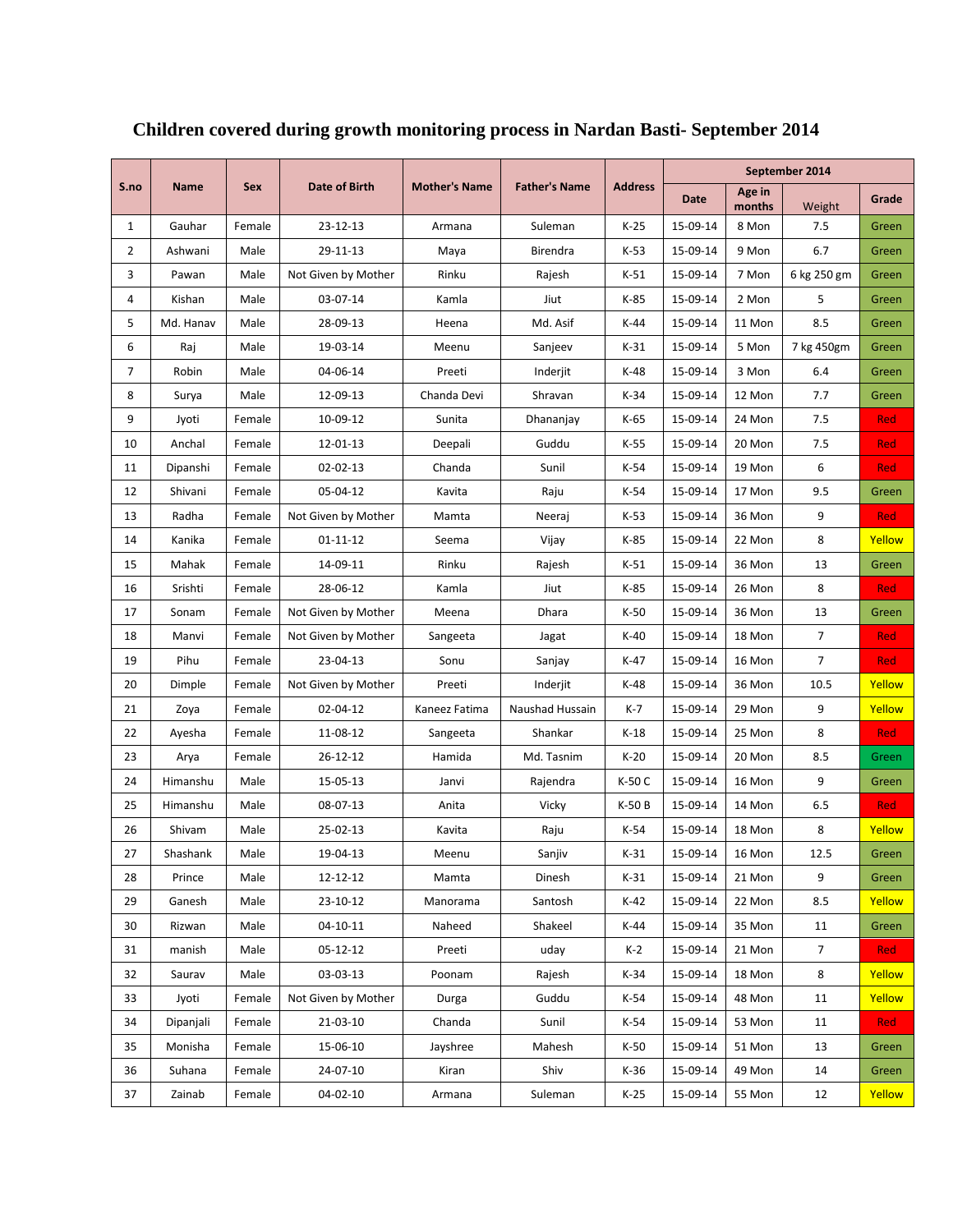# Children covered during growth monitoring process in Nardan Basti- September 2014

| S.no | Name | Sex | Date of Birth | Mother's Name | Father's Name | Address | September 2014 | | | |
|---|---|---|---|---|---|---|---|---|---|---|
| | | | | | | | Date | Age in months | Weight | Grade |
| 1 | Gauhar | Female | 23-12-13 | Armana | Suleman | K-25 | 15-09-14 | 8 Mon | 7.5 | Green |
| 2 | Ashwani | Male | 29-11-13 | Maya | Birendra | K-53 | 15-09-14 | 9 Mon | 6.7 | Green |
| 3 | Pawan | Male | Not Given by Mother | Rinku | Rajesh | K-51 | 15-09-14 | 7 Mon | 6 kg 250 gm | Green |
| 4 | Kishan | Male | 03-07-14 | Kamla | Jiut | K-85 | 15-09-14 | 2 Mon | 5 | Green |
| 5 | Md. Hanav | Male | 28-09-13 | Heena | Md. Asif | K-44 | 15-09-14 | 11 Mon | 8.5 | Green |
| 6 | Raj | Male | 19-03-14 | Meenu | Sanjeev | K-31 | 15-09-14 | 5 Mon | 7 kg 450gm | Green |
| 7 | Robin | Male | 04-06-14 | Preeti | Inderjit | K-48 | 15-09-14 | 3 Mon | 6.4 | Green |
| 8 | Surya | Male | 12-09-13 | Chanda Devi | Shravan | K-34 | 15-09-14 | 12 Mon | 7.7 | Green |
| 9 | Jyoti | Female | 10-09-12 | Sunita | Dhananjay | K-65 | 15-09-14 | 24 Mon | 7.5 | Red |
| 10 | Anchal | Female | 12-01-13 | Deepali | Guddu | K-55 | 15-09-14 | 20 Mon | 7.5 | Red |
| 11 | Dipanshi | Female | 02-02-13 | Chanda | Sunil | K-54 | 15-09-14 | 19 Mon | 6 | Red |
| 12 | Shivani | Female | 05-04-12 | Kavita | Raju | K-54 | 15-09-14 | 17 Mon | 9.5 | Green |
| 13 | Radha | Female | Not Given by Mother | Mamta | Neeraj | K-53 | 15-09-14 | 36 Mon | 9 | Red |
| 14 | Kanika | Female | 01-11-12 | Seema | Vijay | K-85 | 15-09-14 | 22 Mon | 8 | Yellow |
| 15 | Mahak | Female | 14-09-11 | Rinku | Rajesh | K-51 | 15-09-14 | 36 Mon | 13 | Green |
| 16 | Srishti | Female | 28-06-12 | Kamla | Jiut | K-85 | 15-09-14 | 26 Mon | 8 | Red |
| 17 | Sonam | Female | Not Given by Mother | Meena | Dhara | K-50 | 15-09-14 | 36 Mon | 13 | Green |
| 18 | Manvi | Female | Not Given by Mother | Sangeeta | Jagat | K-40 | 15-09-14 | 18 Mon | 7 | Red |
| 19 | Pihu | Female | 23-04-13 | Sonu | Sanjay | K-47 | 15-09-14 | 16 Mon | 7 | Red |
| 20 | Dimple | Female | Not Given by Mother | Preeti | Inderjit | K-48 | 15-09-14 | 36 Mon | 10.5 | Yellow |
| 21 | Zoya | Female | 02-04-12 | Kaneez Fatima | Naushad Hussain | K-7 | 15-09-14 | 29 Mon | 9 | Yellow |
| 22 | Ayesha | Female | 11-08-12 | Sangeeta | Shankar | K-18 | 15-09-14 | 25 Mon | 8 | Red |
| 23 | Arya | Female | 26-12-12 | Hamida | Md. Tasnim | K-20 | 15-09-14 | 20 Mon | 8.5 | Green |
| 24 | Himanshu | Male | 15-05-13 | Janvi | Rajendra | K-50 C | 15-09-14 | 16 Mon | 9 | Green |
| 25 | Himanshu | Male | 08-07-13 | Anita | Vicky | K-50 B | 15-09-14 | 14 Mon | 6.5 | Red |
| 26 | Shivam | Male | 25-02-13 | Kavita | Raju | K-54 | 15-09-14 | 18 Mon | 8 | Yellow |
| 27 | Shashank | Male | 19-04-13 | Meenu | Sanjiv | K-31 | 15-09-14 | 16 Mon | 12.5 | Green |
| 28 | Prince | Male | 12-12-12 | Mamta | Dinesh | K-31 | 15-09-14 | 21 Mon | 9 | Green |
| 29 | Ganesh | Male | 23-10-12 | Manorama | Santosh | K-42 | 15-09-14 | 22 Mon | 8.5 | Yellow |
| 30 | Rizwan | Male | 04-10-11 | Naheed | Shakeel | K-44 | 15-09-14 | 35 Mon | 11 | Green |
| 31 | manish | Male | 05-12-12 | Preeti | uday | K-2 | 15-09-14 | 21 Mon | 7 | Red |
| 32 | Saurav | Male | 03-03-13 | Poonam | Rajesh | K-34 | 15-09-14 | 18 Mon | 8 | Yellow |
| 33 | Jyoti | Female | Not Given by Mother | Durga | Guddu | K-54 | 15-09-14 | 48 Mon | 11 | Yellow |
| 34 | Dipanjali | Female | 21-03-10 | Chanda | Sunil | K-54 | 15-09-14 | 53 Mon | 11 | Red |
| 35 | Monisha | Female | 15-06-10 | Jayshree | Mahesh | K-50 | 15-09-14 | 51 Mon | 13 | Green |
| 36 | Suhana | Female | 24-07-10 | Kiran | Shiv | K-36 | 15-09-14 | 49 Mon | 14 | Green |
| 37 | Zainab | Female | 04-02-10 | Armana | Suleman | K-25 | 15-09-14 | 55 Mon | 12 | Yellow |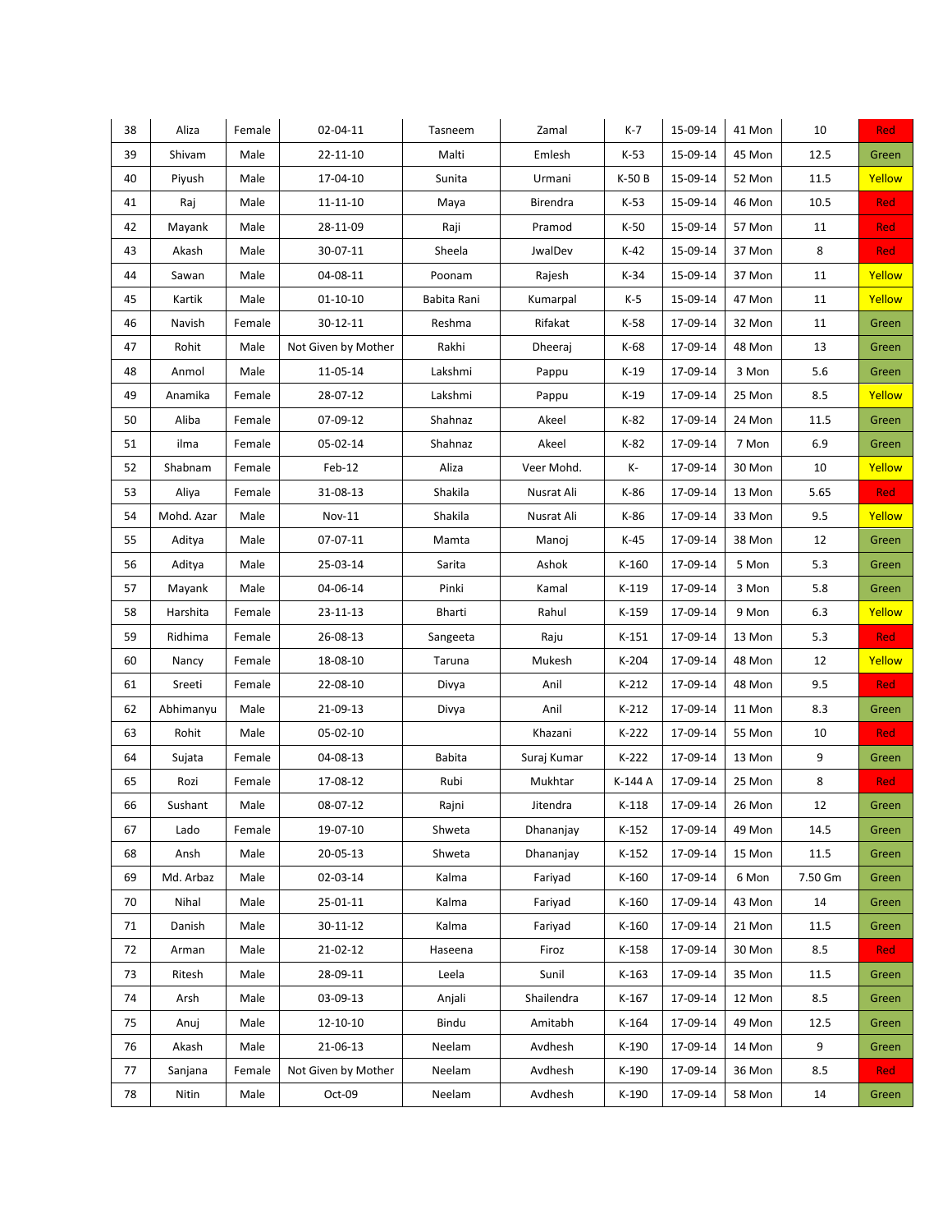| 38 | Aliza | Female | 02-04-11 | Tasneem | Zamal | K-7 | 15-09-14 | 41 Mon | 10 | Red |
|---|---|---|---|---|---|---|---|---|---|---|
| 39 | Shivam | Male | 22-11-10 | Malti | Emlesh | K-53 | 15-09-14 | 45 Mon | 12.5 | Green |
| 40 | Piyush | Male | 17-04-10 | Sunita | Urmani | K-50 B | 15-09-14 | 52 Mon | 11.5 | Yellow |
| 41 | Raj | Male | 11-11-10 | Maya | Birendra | K-53 | 15-09-14 | 46 Mon | 10.5 | Red |
| 42 | Mayank | Male | 28-11-09 | Raji | Pramod | K-50 | 15-09-14 | 57 Mon | 11 | Red |
| 43 | Akash | Male | 30-07-11 | Sheela | JwalDev | K-42 | 15-09-14 | 37 Mon | 8 | Red |
| 44 | Sawan | Male | 04-08-11 | Poonam | Rajesh | K-34 | 15-09-14 | 37 Mon | 11 | Yellow |
| 45 | Kartik | Male | 01-10-10 | Babita Rani | Kumarpal | K-5 | 15-09-14 | 47 Mon | 11 | Yellow |
| 46 | Navish | Female | 30-12-11 | Reshma | Rifakat | K-58 | 17-09-14 | 32 Mon | 11 | Green |
| 47 | Rohit | Male | Not Given by Mother | Rakhi | Dheeraj | K-68 | 17-09-14 | 48 Mon | 13 | Green |
| 48 | Anmol | Male | 11-05-14 | Lakshmi | Pappu | K-19 | 17-09-14 | 3 Mon | 5.6 | Green |
| 49 | Anamika | Female | 28-07-12 | Lakshmi | Pappu | K-19 | 17-09-14 | 25 Mon | 8.5 | Yellow |
| 50 | Aliba | Female | 07-09-12 | Shahnaz | Akeel | K-82 | 17-09-14 | 24 Mon | 11.5 | Green |
| 51 | ilma | Female | 05-02-14 | Shahnaz | Akeel | K-82 | 17-09-14 | 7 Mon | 6.9 | Green |
| 52 | Shabnam | Female | Feb-12 | Aliza | Veer Mohd. | K- | 17-09-14 | 30 Mon | 10 | Yellow |
| 53 | Aliya | Female | 31-08-13 | Shakila | Nusrat Ali | K-86 | 17-09-14 | 13 Mon | 5.65 | Red |
| 54 | Mohd. Azar | Male | Nov-11 | Shakila | Nusrat Ali | K-86 | 17-09-14 | 33 Mon | 9.5 | Yellow |
| 55 | Aditya | Male | 07-07-11 | Mamta | Manoj | K-45 | 17-09-14 | 38 Mon | 12 | Green |
| 56 | Aditya | Male | 25-03-14 | Sarita | Ashok | K-160 | 17-09-14 | 5 Mon | 5.3 | Green |
| 57 | Mayank | Male | 04-06-14 | Pinki | Kamal | K-119 | 17-09-14 | 3 Mon | 5.8 | Green |
| 58 | Harshita | Female | 23-11-13 | Bharti | Rahul | K-159 | 17-09-14 | 9 Mon | 6.3 | Yellow |
| 59 | Ridhima | Female | 26-08-13 | Sangeeta | Raju | K-151 | 17-09-14 | 13 Mon | 5.3 | Red |
| 60 | Nancy | Female | 18-08-10 | Taruna | Mukesh | K-204 | 17-09-14 | 48 Mon | 12 | Yellow |
| 61 | Sreeti | Female | 22-08-10 | Divya | Anil | K-212 | 17-09-14 | 48 Mon | 9.5 | Red |
| 62 | Abhimanyu | Male | 21-09-13 | Divya | Anil | K-212 | 17-09-14 | 11 Mon | 8.3 | Green |
| 63 | Rohit | Male | 05-02-10 | | Khazani | K-222 | 17-09-14 | 55 Mon | 10 | Red |
| 64 | Sujata | Female | 04-08-13 | Babita | Suraj Kumar | K-222 | 17-09-14 | 13 Mon | 9 | Green |
| 65 | Rozi | Female | 17-08-12 | Rubi | Mukhtar | K-144 A | 17-09-14 | 25 Mon | 8 | Red |
| 66 | Sushant | Male | 08-07-12 | Rajni | Jitendra | K-118 | 17-09-14 | 26 Mon | 12 | Green |
| 67 | Lado | Female | 19-07-10 | Shweta | Dhananjay | K-152 | 17-09-14 | 49 Mon | 14.5 | Green |
| 68 | Ansh | Male | 20-05-13 | Shweta | Dhananjay | K-152 | 17-09-14 | 15 Mon | 11.5 | Green |
| 69 | Md. Arbaz | Male | 02-03-14 | Kalma | Fariyad | K-160 | 17-09-14 | 6 Mon | 7.50 Gm | Green |
| 70 | Nihal | Male | 25-01-11 | Kalma | Fariyad | K-160 | 17-09-14 | 43 Mon | 14 | Green |
| 71 | Danish | Male | 30-11-12 | Kalma | Fariyad | K-160 | 17-09-14 | 21 Mon | 11.5 | Green |
| 72 | Arman | Male | 21-02-12 | Haseena | Firoz | K-158 | 17-09-14 | 30 Mon | 8.5 | Red |
| 73 | Ritesh | Male | 28-09-11 | Leela | Sunil | K-163 | 17-09-14 | 35 Mon | 11.5 | Green |
| 74 | Arsh | Male | 03-09-13 | Anjali | Shailendra | K-167 | 17-09-14 | 12 Mon | 8.5 | Green |
| 75 | Anuj | Male | 12-10-10 | Bindu | Amitabh | K-164 | 17-09-14 | 49 Mon | 12.5 | Green |
| 76 | Akash | Male | 21-06-13 | Neelam | Avdhesh | K-190 | 17-09-14 | 14 Mon | 9 | Green |
| 77 | Sanjana | Female | Not Given by Mother | Neelam | Avdhesh | K-190 | 17-09-14 | 36 Mon | 8.5 | Red |
| 78 | Nitin | Male | Oct-09 | Neelam | Avdhesh | K-190 | 17-09-14 | 58 Mon | 14 | Green |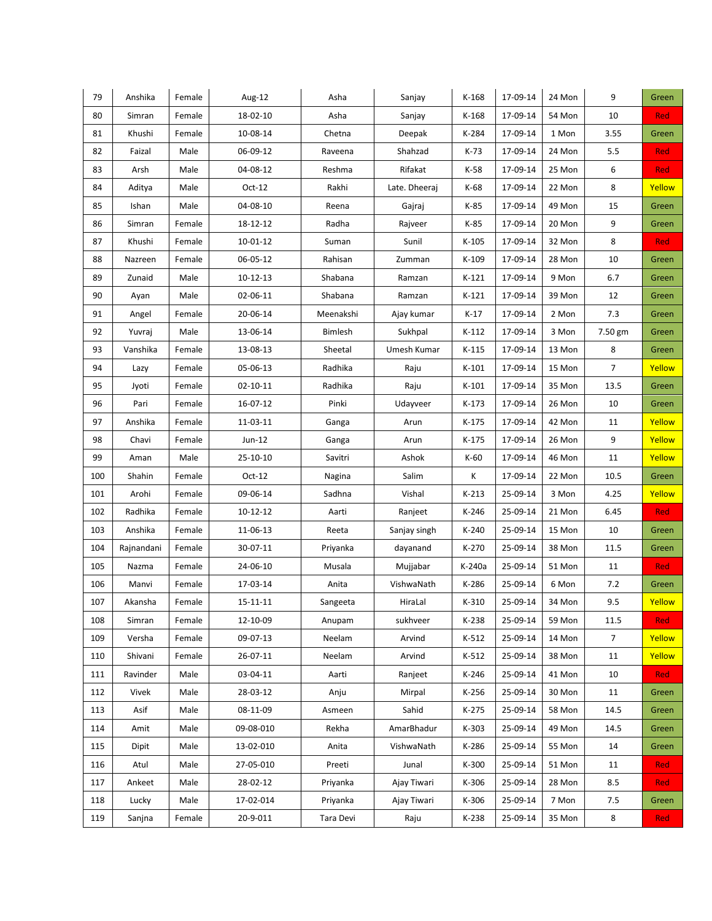| | | | | | | | | | | |
|---|---|---|---|---|---|---|---|---|---|---|
| 79 | Anshika | Female | Aug-12 | Asha | Sanjay | K-168 | 17-09-14 | 24 Mon | 9 | Green |
| 80 | Simran | Female | 18-02-10 | Asha | Sanjay | K-168 | 17-09-14 | 54 Mon | 10 | Red |
| 81 | Khushi | Female | 10-08-14 | Chetna | Deepak | K-284 | 17-09-14 | 1 Mon | 3.55 | Green |
| 82 | Faizal | Male | 06-09-12 | Raveena | Shahzad | K-73 | 17-09-14 | 24 Mon | 5.5 | Red |
| 83 | Arsh | Male | 04-08-12 | Reshma | Rifakat | K-58 | 17-09-14 | 25 Mon | 6 | Red |
| 84 | Aditya | Male | Oct-12 | Rakhi | Late. Dheeraj | K-68 | 17-09-14 | 22 Mon | 8 | Yellow |
| 85 | Ishan | Male | 04-08-10 | Reena | Gajraj | K-85 | 17-09-14 | 49 Mon | 15 | Green |
| 86 | Simran | Female | 18-12-12 | Radha | Rajveer | K-85 | 17-09-14 | 20 Mon | 9 | Green |
| 87 | Khushi | Female | 10-01-12 | Suman | Sunil | K-105 | 17-09-14 | 32 Mon | 8 | Red |
| 88 | Nazreen | Female | 06-05-12 | Rahisan | Zumman | K-109 | 17-09-14 | 28 Mon | 10 | Green |
| 89 | Zunaid | Male | 10-12-13 | Shabana | Ramzan | K-121 | 17-09-14 | 9 Mon | 6.7 | Green |
| 90 | Ayan | Male | 02-06-11 | Shabana | Ramzan | K-121 | 17-09-14 | 39 Mon | 12 | Green |
| 91 | Angel | Female | 20-06-14 | Meenakshi | Ajay kumar | K-17 | 17-09-14 | 2 Mon | 7.3 | Green |
| 92 | Yuvraj | Male | 13-06-14 | Bimlesh | Sukhpal | K-112 | 17-09-14 | 3 Mon | 7.50 gm | Green |
| 93 | Vanshika | Female | 13-08-13 | Sheetal | Umesh Kumar | K-115 | 17-09-14 | 13 Mon | 8 | Green |
| 94 | Lazy | Female | 05-06-13 | Radhika | Raju | K-101 | 17-09-14 | 15 Mon | 7 | Yellow |
| 95 | Jyoti | Female | 02-10-11 | Radhika | Raju | K-101 | 17-09-14 | 35 Mon | 13.5 | Green |
| 96 | Pari | Female | 16-07-12 | Pinki | Udayveer | K-173 | 17-09-14 | 26 Mon | 10 | Green |
| 97 | Anshika | Female | 11-03-11 | Ganga | Arun | K-175 | 17-09-14 | 42 Mon | 11 | Yellow |
| 98 | Chavi | Female | Jun-12 | Ganga | Arun | K-175 | 17-09-14 | 26 Mon | 9 | Yellow |
| 99 | Aman | Male | 25-10-10 | Savitri | Ashok | K-60 | 17-09-14 | 46 Mon | 11 | Yellow |
| 100 | Shahin | Female | Oct-12 | Nagina | Salim | K | 17-09-14 | 22 Mon | 10.5 | Green |
| 101 | Arohi | Female | 09-06-14 | Sadhna | Vishal | K-213 | 25-09-14 | 3 Mon | 4.25 | Yellow |
| 102 | Radhika | Female | 10-12-12 | Aarti | Ranjeet | K-246 | 25-09-14 | 21 Mon | 6.45 | Red |
| 103 | Anshika | Female | 11-06-13 | Reeta | Sanjay singh | K-240 | 25-09-14 | 15 Mon | 10 | Green |
| 104 | Rajnandani | Female | 30-07-11 | Priyanka | dayanand | K-270 | 25-09-14 | 38 Mon | 11.5 | Green |
| 105 | Nazma | Female | 24-06-10 | Musala | Mujjabar | K-240a | 25-09-14 | 51 Mon | 11 | Red |
| 106 | Manvi | Female | 17-03-14 | Anita | VishwaNath | K-286 | 25-09-14 | 6 Mon | 7.2 | Green |
| 107 | Akansha | Female | 15-11-11 | Sangeeta | HiraLal | K-310 | 25-09-14 | 34 Mon | 9.5 | Yellow |
| 108 | Simran | Female | 12-10-09 | Anupam | sukhveer | K-238 | 25-09-14 | 59 Mon | 11.5 | Red |
| 109 | Versha | Female | 09-07-13 | Neelam | Arvind | K-512 | 25-09-14 | 14 Mon | 7 | Yellow |
| 110 | Shivani | Female | 26-07-11 | Neelam | Arvind | K-512 | 25-09-14 | 38 Mon | 11 | Yellow |
| 111 | Ravinder | Male | 03-04-11 | Aarti | Ranjeet | K-246 | 25-09-14 | 41 Mon | 10 | Red |
| 112 | Vivek | Male | 28-03-12 | Anju | Mirpal | K-256 | 25-09-14 | 30 Mon | 11 | Green |
| 113 | Asif | Male | 08-11-09 | Asmeen | Sahid | K-275 | 25-09-14 | 58 Mon | 14.5 | Green |
| 114 | Amit | Male | 09-08-010 | Rekha | AmarBhadur | K-303 | 25-09-14 | 49 Mon | 14.5 | Green |
| 115 | Dipit | Male | 13-02-010 | Anita | VishwaNath | K-286 | 25-09-14 | 55 Mon | 14 | Green |
| 116 | Atul | Male | 27-05-010 | Preeti | Junal | K-300 | 25-09-14 | 51 Mon | 11 | Red |
| 117 | Ankeet | Male | 28-02-12 | Priyanka | Ajay Tiwari | K-306 | 25-09-14 | 28 Mon | 8.5 | Red |
| 118 | Lucky | Male | 17-02-014 | Priyanka | Ajay Tiwari | K-306 | 25-09-14 | 7 Mon | 7.5 | Green |
| 119 | Sanjna | Female | 20-9-011 | Tara Devi | Raju | K-238 | 25-09-14 | 35 Mon | 8 | Red |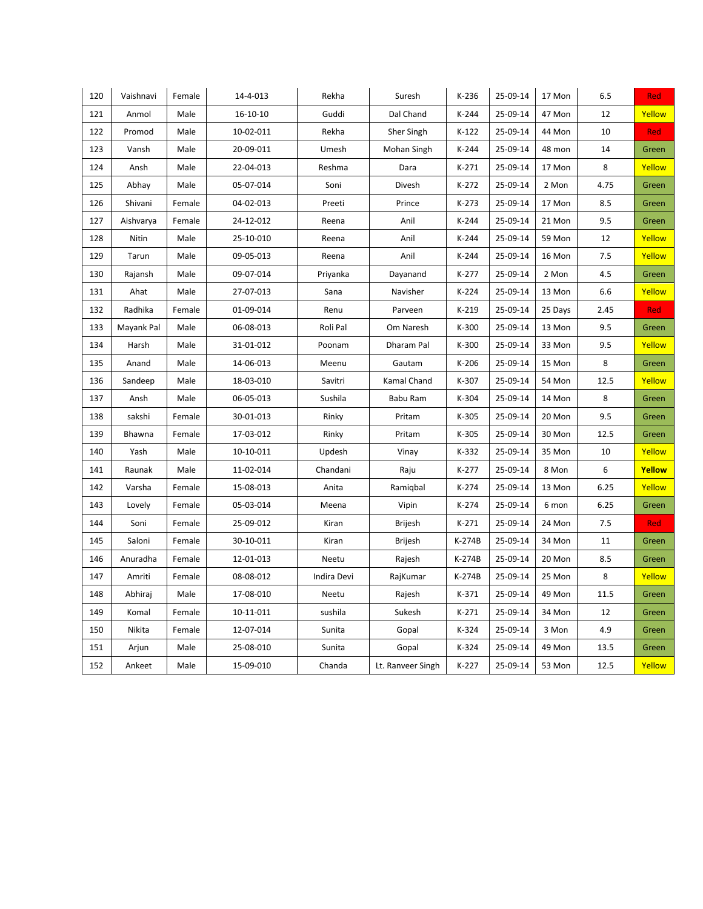| 120 | Vaishnavi | Female | 14-4-013 | Rekha | Suresh | K-236 | 25-09-14 | 17 Mon | 6.5 | Red |
|---|---|---|---|---|---|---|---|---|---|---|
| 121 | Anmol | Male | 16-10-10 | Guddi | Dal Chand | K-244 | 25-09-14 | 47 Mon | 12 | Yellow |
| 122 | Promod | Male | 10-02-011 | Rekha | Sher Singh | K-122 | 25-09-14 | 44 Mon | 10 | Red |
| 123 | Vansh | Male | 20-09-011 | Umesh | Mohan Singh | K-244 | 25-09-14 | 48 mon | 14 | Green |
| 124 | Ansh | Male | 22-04-013 | Reshma | Dara | K-271 | 25-09-14 | 17 Mon | 8 | Yellow |
| 125 | Abhay | Male | 05-07-014 | Soni | Divesh | K-272 | 25-09-14 | 2 Mon | 4.75 | Green |
| 126 | Shivani | Female | 04-02-013 | Preeti | Prince | K-273 | 25-09-14 | 17 Mon | 8.5 | Green |
| 127 | Aishvarya | Female | 24-12-012 | Reena | Anil | K-244 | 25-09-14 | 21 Mon | 9.5 | Green |
| 128 | Nitin | Male | 25-10-010 | Reena | Anil | K-244 | 25-09-14 | 59 Mon | 12 | Yellow |
| 129 | Tarun | Male | 09-05-013 | Reena | Anil | K-244 | 25-09-14 | 16 Mon | 7.5 | Yellow |
| 130 | Rajansh | Male | 09-07-014 | Priyanka | Dayanand | K-277 | 25-09-14 | 2 Mon | 4.5 | Green |
| 131 | Ahat | Male | 27-07-013 | Sana | Navisher | K-224 | 25-09-14 | 13 Mon | 6.6 | Yellow |
| 132 | Radhika | Female | 01-09-014 | Renu | Parveen | K-219 | 25-09-14 | 25 Days | 2.45 | Red |
| 133 | Mayank Pal | Male | 06-08-013 | Roli Pal | Om Naresh | K-300 | 25-09-14 | 13 Mon | 9.5 | Green |
| 134 | Harsh | Male | 31-01-012 | Poonam | Dharam Pal | K-300 | 25-09-14 | 33 Mon | 9.5 | Yellow |
| 135 | Anand | Male | 14-06-013 | Meenu | Gautam | K-206 | 25-09-14 | 15 Mon | 8 | Green |
| 136 | Sandeep | Male | 18-03-010 | Savitri | Kamal Chand | K-307 | 25-09-14 | 54 Mon | 12.5 | Yellow |
| 137 | Ansh | Male | 06-05-013 | Sushila | Babu Ram | K-304 | 25-09-14 | 14 Mon | 8 | Green |
| 138 | sakshi | Female | 30-01-013 | Rinky | Pritam | K-305 | 25-09-14 | 20 Mon | 9.5 | Green |
| 139 | Bhawna | Female | 17-03-012 | Rinky | Pritam | K-305 | 25-09-14 | 30 Mon | 12.5 | Green |
| 140 | Yash | Male | 10-10-011 | Updesh | Vinay | K-332 | 25-09-14 | 35 Mon | 10 | Yellow |
| 141 | Raunak | Male | 11-02-014 | Chandani | Raju | K-277 | 25-09-14 | 8 Mon | 6 | **Yellow** |
| 142 | Varsha | Female | 15-08-013 | Anita | Ramiqbal | K-274 | 25-09-14 | 13 Mon | 6.25 | Yellow |
| 143 | Lovely | Female | 05-03-014 | Meena | Vipin | K-274 | 25-09-14 | 6 mon | 6.25 | Green |
| 144 | Soni | Female | 25-09-012 | Kiran | Brijesh | K-271 | 25-09-14 | 24 Mon | 7.5 | Red |
| 145 | Saloni | Female | 30-10-011 | Kiran | Brijesh | K-274B | 25-09-14 | 34 Mon | 11 | Green |
| 146 | Anuradha | Female | 12-01-013 | Neetu | Rajesh | K-274B | 25-09-14 | 20 Mon | 8.5 | Green |
| 147 | Amriti | Female | 08-08-012 | Indira Devi | RajKumar | K-274B | 25-09-14 | 25 Mon | 8 | Yellow |
| 148 | Abhiraj | Male | 17-08-010 | Neetu | Rajesh | K-371 | 25-09-14 | 49 Mon | 11.5 | Green |
| 149 | Komal | Female | 10-11-011 | sushila | Sukesh | K-271 | 25-09-14 | 34 Mon | 12 | Green |
| 150 | Nikita | Female | 12-07-014 | Sunita | Gopal | K-324 | 25-09-14 | 3 Mon | 4.9 | Green |
| 151 | Arjun | Male | 25-08-010 | Sunita | Gopal | K-324 | 25-09-14 | 49 Mon | 13.5 | Green |
| 152 | Ankeet | Male | 15-09-010 | Chanda | Lt. Ranveer Singh | K-227 | 25-09-14 | 53 Mon | 12.5 | Yellow |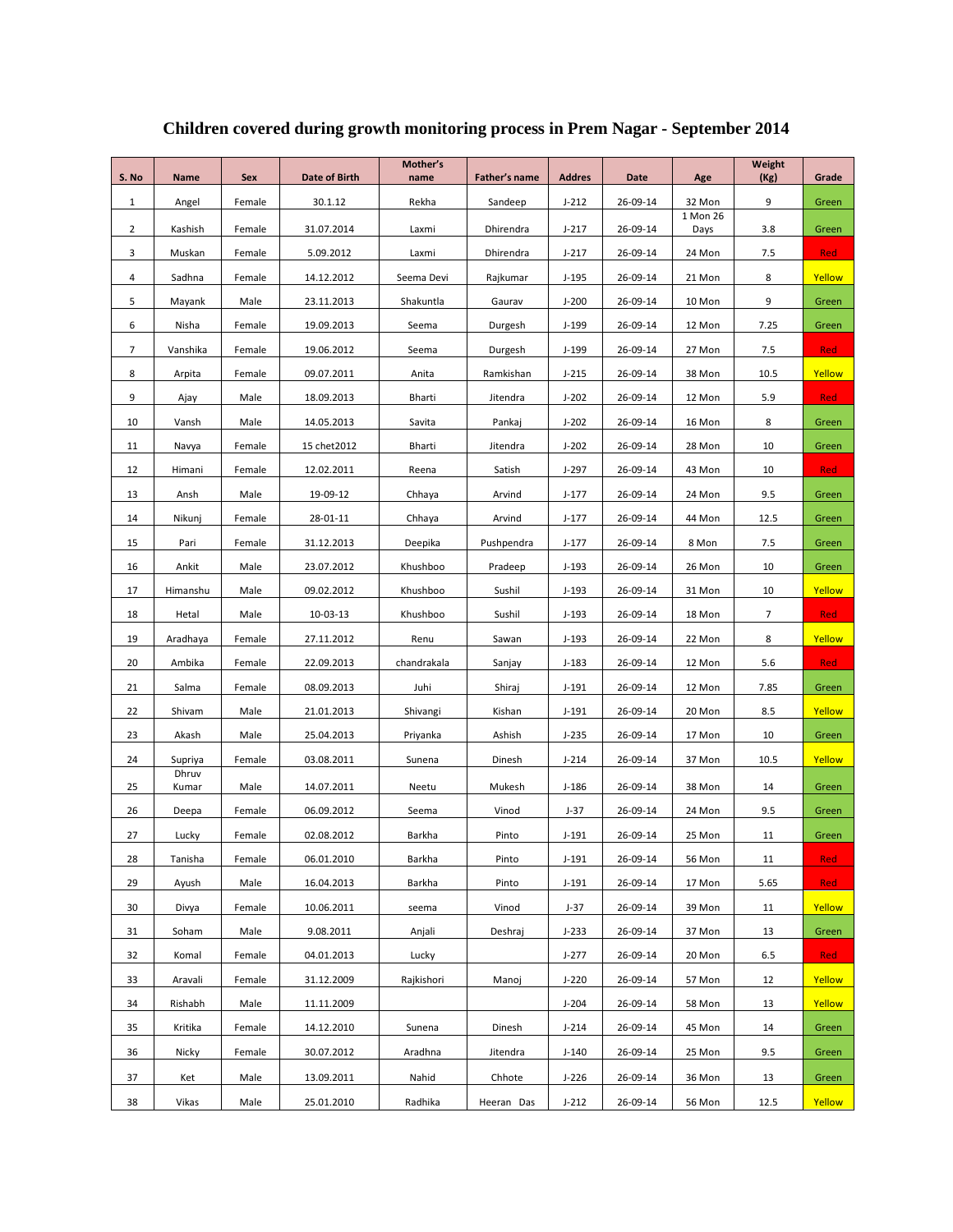# Children covered during growth monitoring process in Prem Nagar - September 2014

| S. No | Name | Sex | Date of Birth | Mother's name | Father's name | Addres | Date | Age | Weight (Kg) | Grade |
|---|---|---|---|---|---|---|---|---|---|---|
| 1 | Angel | Female | 30.1.12 | Rekha | Sandeep | J-212 | 26-09-14 | 32 Mon | 9 | Green |
| 2 | Kashish | Female | 31.07.2014 | Laxmi | Dhirendra | J-217 | 26-09-14 | 1 Mon 26 Days | 3.8 | Green |
| 3 | Muskan | Female | 5.09.2012 | Laxmi | Dhirendra | J-217 | 26-09-14 | 24 Mon | 7.5 | Red |
| 4 | Sadhna | Female | 14.12.2012 | Seema Devi | Rajkumar | J-195 | 26-09-14 | 21 Mon | 8 | Yellow |
| 5 | Mayank | Male | 23.11.2013 | Shakuntla | Gaurav | J-200 | 26-09-14 | 10 Mon | 9 | Green |
| 6 | Nisha | Female | 19.09.2013 | Seema | Durgesh | J-199 | 26-09-14 | 12 Mon | 7.25 | Green |
| 7 | Vanshika | Female | 19.06.2012 | Seema | Durgesh | J-199 | 26-09-14 | 27 Mon | 7.5 | Red |
| 8 | Arpita | Female | 09.07.2011 | Anita | Ramkishan | J-215 | 26-09-14 | 38 Mon | 10.5 | Yellow |
| 9 | Ajay | Male | 18.09.2013 | Bharti | Jitendra | J-202 | 26-09-14 | 12 Mon | 5.9 | Red |
| 10 | Vansh | Male | 14.05.2013 | Savita | Pankaj | J-202 | 26-09-14 | 16 Mon | 8 | Green |
| 11 | Navya | Female | 15 chet2012 | Bharti | Jitendra | J-202 | 26-09-14 | 28 Mon | 10 | Green |
| 12 | Himani | Female | 12.02.2011 | Reena | Satish | J-297 | 26-09-14 | 43 Mon | 10 | Red |
| 13 | Ansh | Male | 19-09-12 | Chhaya | Arvind | J-177 | 26-09-14 | 24 Mon | 9.5 | Green |
| 14 | Nikunj | Female | 28-01-11 | Chhaya | Arvind | J-177 | 26-09-14 | 44 Mon | 12.5 | Green |
| 15 | Pari | Female | 31.12.2013 | Deepika | Pushpendra | J-177 | 26-09-14 | 8 Mon | 7.5 | Green |
| 16 | Ankit | Male | 23.07.2012 | Khushboo | Pradeep | J-193 | 26-09-14 | 26 Mon | 10 | Green |
| 17 | Himanshu | Male | 09.02.2012 | Khushboo | Sushil | J-193 | 26-09-14 | 31 Mon | 10 | Yellow |
| 18 | Hetal | Male | 10-03-13 | Khushboo | Sushil | J-193 | 26-09-14 | 18 Mon | 7 | Red |
| 19 | Aradhaya | Female | 27.11.2012 | Renu | Sawan | J-193 | 26-09-14 | 22 Mon | 8 | Yellow |
| 20 | Ambika | Female | 22.09.2013 | chandrakala | Sanjay | J-183 | 26-09-14 | 12 Mon | 5.6 | Red |
| 21 | Salma | Female | 08.09.2013 | Juhi | Shiraj | J-191 | 26-09-14 | 12 Mon | 7.85 | Green |
| 22 | Shivam | Male | 21.01.2013 | Shivangi | Kishan | J-191 | 26-09-14 | 20 Mon | 8.5 | Yellow |
| 23 | Akash | Male | 25.04.2013 | Priyanka | Ashish | J-235 | 26-09-14 | 17 Mon | 10 | Green |
| 24 | Supriya | Female | 03.08.2011 | Sunena | Dinesh | J-214 | 26-09-14 | 37 Mon | 10.5 | Yellow |
| 25 | Dhruv Kumar | Male | 14.07.2011 | Neetu | Mukesh | J-186 | 26-09-14 | 38 Mon | 14 | Green |
| 26 | Deepa | Female | 06.09.2012 | Seema | Vinod | J-37 | 26-09-14 | 24 Mon | 9.5 | Green |
| 27 | Lucky | Female | 02.08.2012 | Barkha | Pinto | J-191 | 26-09-14 | 25 Mon | 11 | Green |
| 28 | Tanisha | Female | 06.01.2010 | Barkha | Pinto | J-191 | 26-09-14 | 56 Mon | 11 | Red |
| 29 | Ayush | Male | 16.04.2013 | Barkha | Pinto | J-191 | 26-09-14 | 17 Mon | 5.65 | Red |
| 30 | Divya | Female | 10.06.2011 | seema | Vinod | J-37 | 26-09-14 | 39 Mon | 11 | Yellow |
| 31 | Soham | Male | 9.08.2011 | Anjali | Deshraj | J-233 | 26-09-14 | 37 Mon | 13 | Green |
| 32 | Komal | Female | 04.01.2013 | Lucky | | J-277 | 26-09-14 | 20 Mon | 6.5 | Red |
| 33 | Aravali | Female | 31.12.2009 | Rajkishori | Manoj | J-220 | 26-09-14 | 57 Mon | 12 | Yellow |
| 34 | Rishabh | Male | 11.11.2009 | | | J-204 | 26-09-14 | 58 Mon | 13 | Yellow |
| 35 | Kritika | Female | 14.12.2010 | Sunena | Dinesh | J-214 | 26-09-14 | 45 Mon | 14 | Green |
| 36 | Nicky | Female | 30.07.2012 | Aradhna | Jitendra | J-140 | 26-09-14 | 25 Mon | 9.5 | Green |
| 37 | Ket | Male | 13.09.2011 | Nahid | Chhote | J-226 | 26-09-14 | 36 Mon | 13 | Green |
| 38 | Vikas | Male | 25.01.2010 | Radhika | Heeran Das | J-212 | 26-09-14 | 56 Mon | 12.5 | Yellow |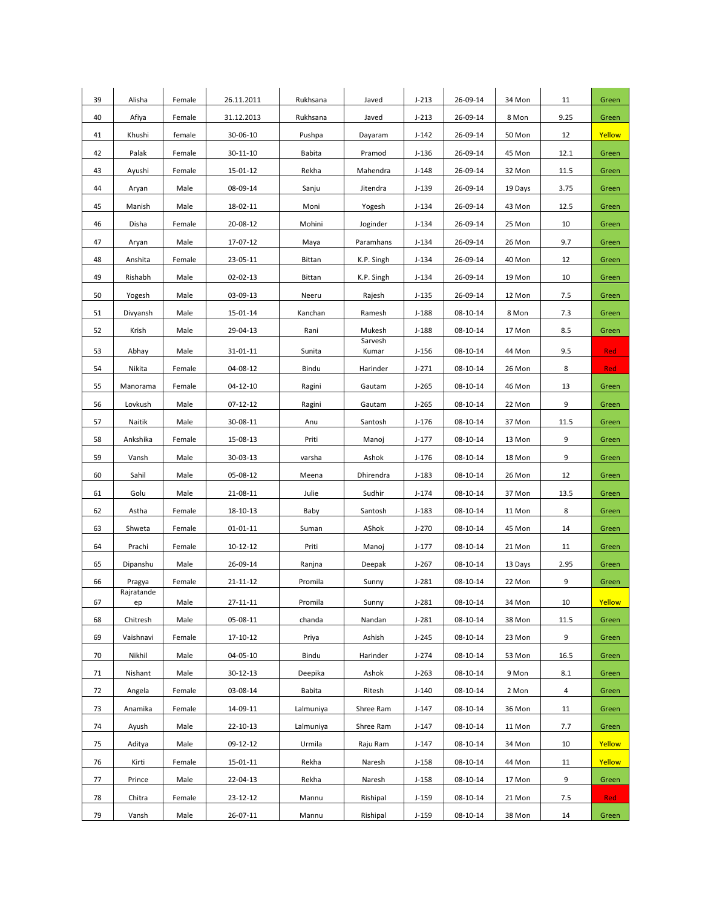| 39 | Alisha | Female | 26.11.2011 | Rukhsana | Javed | J-213 | 26-09-14 | 34 Mon | 11 | Green |
|---|---|---|---|---|---|---|---|---|---|---|
| 40 | Afiya | Female | 31.12.2013 | Rukhsana | Javed | J-213 | 26-09-14 | 8 Mon | 9.25 | Green |
| 41 | Khushi | female | 30-06-10 | Pushpa | Dayaram | J-142 | 26-09-14 | 50 Mon | 12 | Yellow |
| 42 | Palak | Female | 30-11-10 | Babita | Pramod | J-136 | 26-09-14 | 45 Mon | 12.1 | Green |
| 43 | Ayushi | Female | 15-01-12 | Rekha | Mahendra | J-148 | 26-09-14 | 32 Mon | 11.5 | Green |
| 44 | Aryan | Male | 08-09-14 | Sanju | Jitendra | J-139 | 26-09-14 | 19 Days | 3.75 | Green |
| 45 | Manish | Male | 18-02-11 | Moni | Yogesh | J-134 | 26-09-14 | 43 Mon | 12.5 | Green |
| 46 | Disha | Female | 20-08-12 | Mohini | Joginder | J-134 | 26-09-14 | 25 Mon | 10 | Green |
| 47 | Aryan | Male | 17-07-12 | Maya | Paramhans | J-134 | 26-09-14 | 26 Mon | 9.7 | Green |
| 48 | Anshita | Female | 23-05-11 | Bittan | K.P. Singh | J-134 | 26-09-14 | 40 Mon | 12 | Green |
| 49 | Rishabh | Male | 02-02-13 | Bittan | K.P. Singh | J-134 | 26-09-14 | 19 Mon | 10 | Green |
| 50 | Yogesh | Male | 03-09-13 | Neeru | Rajesh | J-135 | 26-09-14 | 12 Mon | 7.5 | Green |
| 51 | Divyansh | Male | 15-01-14 | Kanchan | Ramesh | J-188 | 08-10-14 | 8 Mon | 7.3 | Green |
| 52 | Krish | Male | 29-04-13 | Rani | Mukesh | J-188 | 08-10-14 | 17 Mon | 8.5 | Green |
| 53 | Abhay | Male | 31-01-11 | Sunita | Sarvesh Kumar | J-156 | 08-10-14 | 44 Mon | 9.5 | Red |
| 54 | Nikita | Female | 04-08-12 | Bindu | Harinder | J-271 | 08-10-14 | 26 Mon | 8 | Red |
| 55 | Manorama | Female | 04-12-10 | Ragini | Gautam | J-265 | 08-10-14 | 46 Mon | 13 | Green |
| 56 | Lovkush | Male | 07-12-12 | Ragini | Gautam | J-265 | 08-10-14 | 22 Mon | 9 | Green |
| 57 | Naitik | Male | 30-08-11 | Anu | Santosh | J-176 | 08-10-14 | 37 Mon | 11.5 | Green |
| 58 | Ankshika | Female | 15-08-13 | Priti | Manoj | J-177 | 08-10-14 | 13 Mon | 9 | Green |
| 59 | Vansh | Male | 30-03-13 | varsha | Ashok | J-176 | 08-10-14 | 18 Mon | 9 | Green |
| 60 | Sahil | Male | 05-08-12 | Meena | Dhirendra | J-183 | 08-10-14 | 26 Mon | 12 | Green |
| 61 | Golu | Male | 21-08-11 | Julie | Sudhir | J-174 | 08-10-14 | 37 Mon | 13.5 | Green |
| 62 | Astha | Female | 18-10-13 | Baby | Santosh | J-183 | 08-10-14 | 11 Mon | 8 | Green |
| 63 | Shweta | Female | 01-01-11 | Suman | AShok | J-270 | 08-10-14 | 45 Mon | 14 | Green |
| 64 | Prachi | Female | 10-12-12 | Priti | Manoj | J-177 | 08-10-14 | 21 Mon | 11 | Green |
| 65 | Dipanshu | Male | 26-09-14 | Ranjna | Deepak | J-267 | 08-10-14 | 13 Days | 2.95 | Green |
| 66 | Pragya | Female | 21-11-12 | Promila | Sunny | J-281 | 08-10-14 | 22 Mon | 9 | Green |
| 67 | Rajratandeep | Male | 27-11-11 | Promila | Sunny | J-281 | 08-10-14 | 34 Mon | 10 | Yellow |
| 68 | Chitresh | Male | 05-08-11 | chanda | Nandan | J-281 | 08-10-14 | 38 Mon | 11.5 | Green |
| 69 | Vaishnavi | Female | 17-10-12 | Priya | Ashish | J-245 | 08-10-14 | 23 Mon | 9 | Green |
| 70 | Nikhil | Male | 04-05-10 | Bindu | Harinder | J-274 | 08-10-14 | 53 Mon | 16.5 | Green |
| 71 | Nishant | Male | 30-12-13 | Deepika | Ashok | J-263 | 08-10-14 | 9 Mon | 8.1 | Green |
| 72 | Angela | Female | 03-08-14 | Babita | Ritesh | J-140 | 08-10-14 | 2 Mon | 4 | Green |
| 73 | Anamika | Female | 14-09-11 | Lalmuniya | Shree Ram | J-147 | 08-10-14 | 36 Mon | 11 | Green |
| 74 | Ayush | Male | 22-10-13 | Lalmuniya | Shree Ram | J-147 | 08-10-14 | 11 Mon | 7.7 | Green |
| 75 | Aditya | Male | 09-12-12 | Urmila | Raju Ram | J-147 | 08-10-14 | 34 Mon | 10 | Yellow |
| 76 | Kirti | Female | 15-01-11 | Rekha | Naresh | J-158 | 08-10-14 | 44 Mon | 11 | Yellow |
| 77 | Prince | Male | 22-04-13 | Rekha | Naresh | J-158 | 08-10-14 | 17 Mon | 9 | Green |
| 78 | Chitra | Female | 23-12-12 | Mannu | Rishipal | J-159 | 08-10-14 | 21 Mon | 7.5 | Red |
| 79 | Vansh | Male | 26-07-11 | Mannu | Rishipal | J-159 | 08-10-14 | 38 Mon | 14 | Green |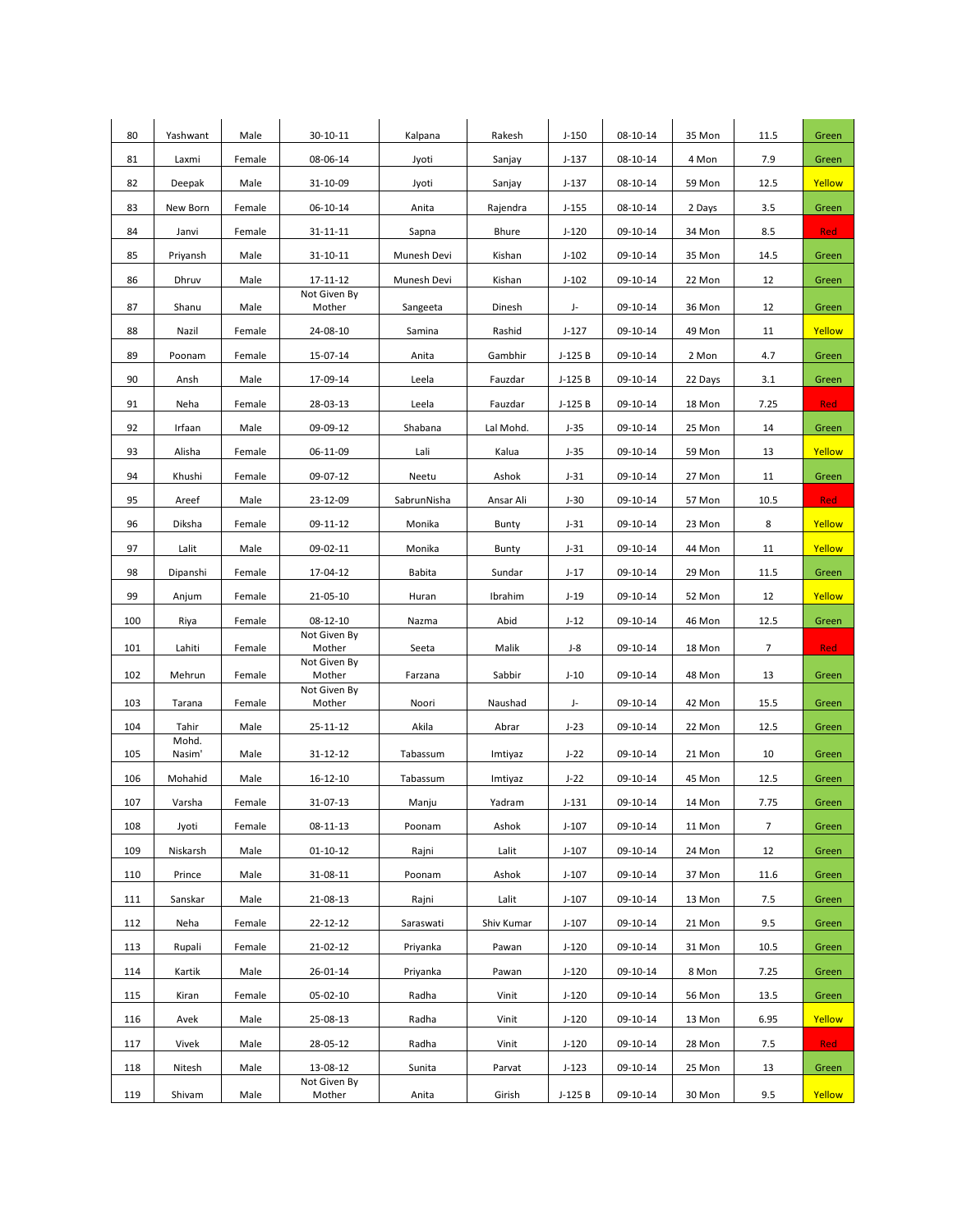| 80 | Yashwant | Male | 30-10-11 | Kalpana | Rakesh | J-150 | 08-10-14 | 35 Mon | 11.5 | Green |
|---|---|---|---|---|---|---|---|---|---|---|
| 81 | Laxmi | Female | 08-06-14 | Jyoti | Sanjay | J-137 | 08-10-14 | 4 Mon | 7.9 | Green |
| 82 | Deepak | Male | 31-10-09 | Jyoti | Sanjay | J-137 | 08-10-14 | 59 Mon | 12.5 | Yellow |
| 83 | New Born | Female | 06-10-14 | Anita | Rajendra | J-155 | 08-10-14 | 2 Days | 3.5 | Green |
| 84 | Janvi | Female | 31-11-11 | Sapna | Bhure | J-120 | 09-10-14 | 34 Mon | 8.5 | Red |
| 85 | Priyansh | Male | 31-10-11 | Munesh Devi | Kishan | J-102 | 09-10-14 | 35 Mon | 14.5 | Green |
| 86 | Dhruv | Male | 17-11-12 | Munesh Devi | Kishan | J-102 | 09-10-14 | 22 Mon | 12 | Green |
| 87 | Shanu | Male | Not Given By Mother | Sangeeta | Dinesh | J- | 09-10-14 | 36 Mon | 12 | Green |
| 88 | Nazil | Female | 24-08-10 | Samina | Rashid | J-127 | 09-10-14 | 49 Mon | 11 | Yellow |
| 89 | Poonam | Female | 15-07-14 | Anita | Gambhir | J-125 B | 09-10-14 | 2 Mon | 4.7 | Green |
| 90 | Ansh | Male | 17-09-14 | Leela | Fauzdar | J-125 B | 09-10-14 | 22 Days | 3.1 | Green |
| 91 | Neha | Female | 28-03-13 | Leela | Fauzdar | J-125 B | 09-10-14 | 18 Mon | 7.25 | Red |
| 92 | Irfaan | Male | 09-09-12 | Shabana | Lal Mohd. | J-35 | 09-10-14 | 25 Mon | 14 | Green |
| 93 | Alisha | Female | 06-11-09 | Lali | Kalua | J-35 | 09-10-14 | 59 Mon | 13 | Yellow |
| 94 | Khushi | Female | 09-07-12 | Neetu | Ashok | J-31 | 09-10-14 | 27 Mon | 11 | Green |
| 95 | Areef | Male | 23-12-09 | SabrunNisha | Ansar Ali | J-30 | 09-10-14 | 57 Mon | 10.5 | Red |
| 96 | Diksha | Female | 09-11-12 | Monika | Bunty | J-31 | 09-10-14 | 23 Mon | 8 | Yellow |
| 97 | Lalit | Male | 09-02-11 | Monika | Bunty | J-31 | 09-10-14 | 44 Mon | 11 | Yellow |
| 98 | Dipanshi | Female | 17-04-12 | Babita | Sundar | J-17 | 09-10-14 | 29 Mon | 11.5 | Green |
| 99 | Anjum | Female | 21-05-10 | Huran | Ibrahim | J-19 | 09-10-14 | 52 Mon | 12 | Yellow |
| 100 | Riya | Female | 08-12-10 | Nazma | Abid | J-12 | 09-10-14 | 46 Mon | 12.5 | Green |
| 101 | Lahiti | Female | Not Given By Mother | Seeta | Malik | J-8 | 09-10-14 | 18 Mon | 7 | Red |
| 102 | Mehrun | Female | Not Given By Mother | Farzana | Sabbir | J-10 | 09-10-14 | 48 Mon | 13 | Green |
| 103 | Tarana | Female | Not Given By Mother | Noori | Naushad | J- | 09-10-14 | 42 Mon | 15.5 | Green |
| 104 | Tahir | Male | 25-11-12 | Akila | Abrar | J-23 | 09-10-14 | 22 Mon | 12.5 | Green |
| 105 | Mohd. Nasim' | Male | 31-12-12 | Tabassum | Imtiyaz | J-22 | 09-10-14 | 21 Mon | 10 | Green |
| 106 | Mohahid | Male | 16-12-10 | Tabassum | Imtiyaz | J-22 | 09-10-14 | 45 Mon | 12.5 | Green |
| 107 | Varsha | Female | 31-07-13 | Manju | Yadram | J-131 | 09-10-14 | 14 Mon | 7.75 | Green |
| 108 | Jyoti | Female | 08-11-13 | Poonam | Ashok | J-107 | 09-10-14 | 11 Mon | 7 | Green |
| 109 | Niskarsh | Male | 01-10-12 | Rajni | Lalit | J-107 | 09-10-14 | 24 Mon | 12 | Green |
| 110 | Prince | Male | 31-08-11 | Poonam | Ashok | J-107 | 09-10-14 | 37 Mon | 11.6 | Green |
| 111 | Sanskar | Male | 21-08-13 | Rajni | Lalit | J-107 | 09-10-14 | 13 Mon | 7.5 | Green |
| 112 | Neha | Female | 22-12-12 | Saraswati | Shiv Kumar | J-107 | 09-10-14 | 21 Mon | 9.5 | Green |
| 113 | Rupali | Female | 21-02-12 | Priyanka | Pawan | J-120 | 09-10-14 | 31 Mon | 10.5 | Green |
| 114 | Kartik | Male | 26-01-14 | Priyanka | Pawan | J-120 | 09-10-14 | 8 Mon | 7.25 | Green |
| 115 | Kiran | Female | 05-02-10 | Radha | Vinit | J-120 | 09-10-14 | 56 Mon | 13.5 | Green |
| 116 | Avek | Male | 25-08-13 | Radha | Vinit | J-120 | 09-10-14 | 13 Mon | 6.95 | Yellow |
| 117 | Vivek | Male | 28-05-12 | Radha | Vinit | J-120 | 09-10-14 | 28 Mon | 7.5 | Red |
| 118 | Nitesh | Male | 13-08-12 | Sunita | Parvat | J-123 | 09-10-14 | 25 Mon | 13 | Green |
| 119 | Shivam | Male | Not Given By Mother | Anita | Girish | J-125 B | 09-10-14 | 30 Mon | 9.5 | Yellow |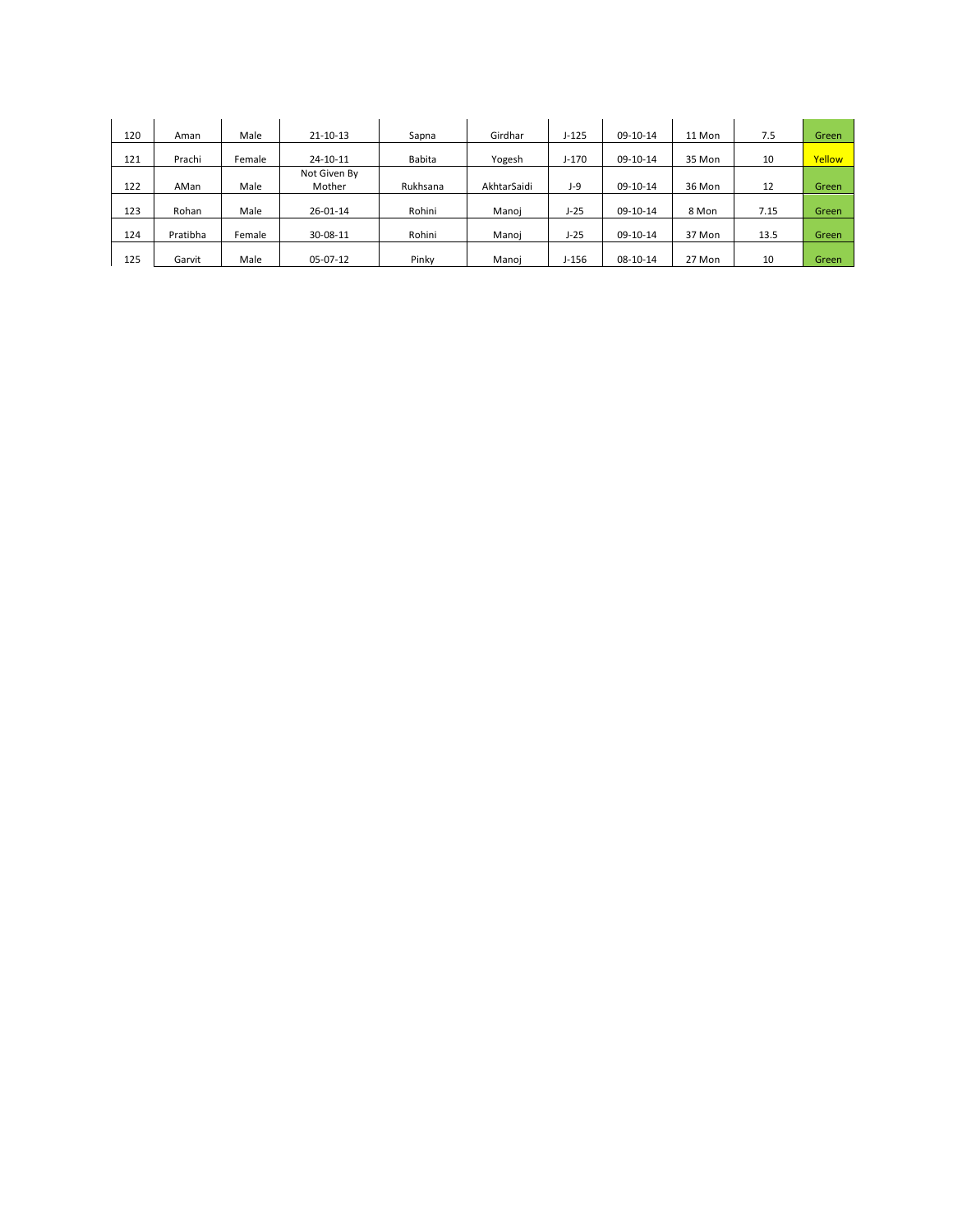| | | | | | | | | | | |
|---|---|---|---|---|---|---|---|---|---|---|
| 120 | Aman | Male | 21-10-13 | Sapna | Girdhar | J-125 | 09-10-14 | 11 Mon | 7.5 | Green |
| 121 | Prachi | Female | 24-10-11 | Babita | Yogesh | J-170 | 09-10-14 | 35 Mon | 10 | Yellow |
| 122 | AMan | Male | Not Given By Mother | Rukhsana | AkhtarSaidi | J-9 | 09-10-14 | 36 Mon | 12 | Green |
| 123 | Rohan | Male | 26-01-14 | Rohini | Manoj | J-25 | 09-10-14 | 8 Mon | 7.15 | Green |
| 124 | Pratibha | Female | 30-08-11 | Rohini | Manoj | J-25 | 09-10-14 | 37 Mon | 13.5 | Green |
| 125 | Garvit | Male | 05-07-12 | Pinky | Manoj | J-156 | 08-10-14 | 27 Mon | 10 | Green |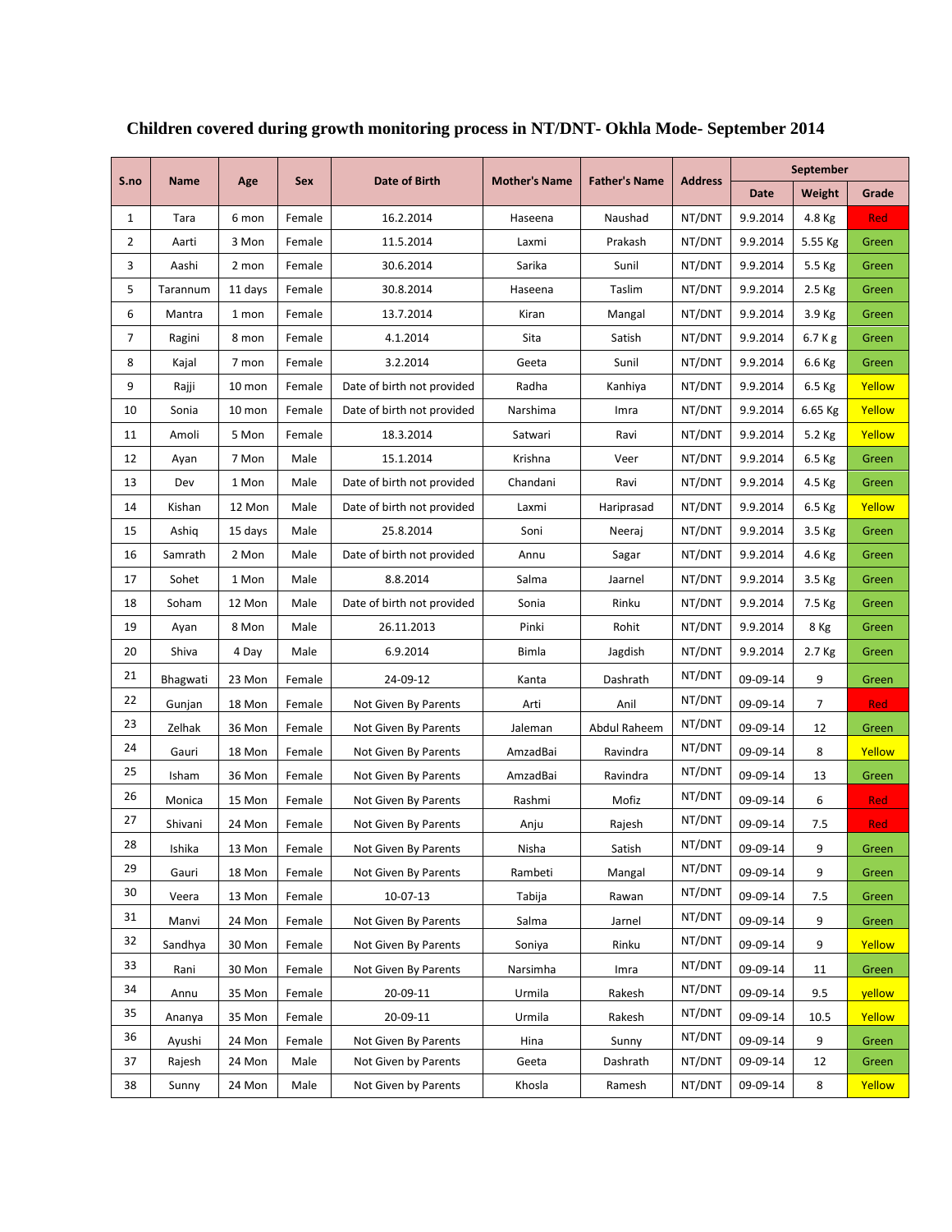**Children covered during growth monitoring process in NT/DNT- Okhla Mode- September 2014**

| S.no | Name | Age | Sex | Date of Birth | Mother's Name | Father's Name | Address | September | | |
|---|---|---|---|---|---|---|---|---|---|---|
| | | | | | | | | Date | Weight | Grade |
| 1 | Tara | 6 mon | Female | 16.2.2014 | Haseena | Naushad | NT/DNT | 9.9.2014 | 4.8 Kg | Red |
| 2 | Aarti | 3 Mon | Female | 11.5.2014 | Laxmi | Prakash | NT/DNT | 9.9.2014 | 5.55 Kg | Green |
| 3 | Aashi | 2 mon | Female | 30.6.2014 | Sarika | Sunil | NT/DNT | 9.9.2014 | 5.5 Kg | Green |
| 5 | Tarannum | 11 days | Female | 30.8.2014 | Haseena | Taslim | NT/DNT | 9.9.2014 | 2.5 Kg | Green |
| 6 | Mantra | 1 mon | Female | 13.7.2014 | Kiran | Mangal | NT/DNT | 9.9.2014 | 3.9 Kg | Green |
| 7 | Ragini | 8 mon | Female | 4.1.2014 | Sita | Satish | NT/DNT | 9.9.2014 | 6.7 K g | Green |
| 8 | Kajal | 7 mon | Female | 3.2.2014 | Geeta | Sunil | NT/DNT | 9.9.2014 | 6.6 Kg | Green |
| 9 | Rajji | 10 mon | Female | Date of birth not provided | Radha | Kanhiya | NT/DNT | 9.9.2014 | 6.5 Kg | Yellow |
| 10 | Sonia | 10 mon | Female | Date of birth not provided | Narshima | Imra | NT/DNT | 9.9.2014 | 6.65 Kg | Yellow |
| 11 | Amoli | 5 Mon | Female | 18.3.2014 | Satwari | Ravi | NT/DNT | 9.9.2014 | 5.2 Kg | Yellow |
| 12 | Ayan | 7 Mon | Male | 15.1.2014 | Krishna | Veer | NT/DNT | 9.9.2014 | 6.5 Kg | Green |
| 13 | Dev | 1 Mon | Male | Date of birth not provided | Chandani | Ravi | NT/DNT | 9.9.2014 | 4.5 Kg | Green |
| 14 | Kishan | 12 Mon | Male | Date of birth not provided | Laxmi | Hariprasad | NT/DNT | 9.9.2014 | 6.5 Kg | Yellow |
| 15 | Ashiq | 15 days | Male | 25.8.2014 | Soni | Neeraj | NT/DNT | 9.9.2014 | 3.5 Kg | Green |
| 16 | Samrath | 2 Mon | Male | Date of birth not provided | Annu | Sagar | NT/DNT | 9.9.2014 | 4.6 Kg | Green |
| 17 | Sohet | 1 Mon | Male | 8.8.2014 | Salma | Jaarnel | NT/DNT | 9.9.2014 | 3.5 Kg | Green |
| 18 | Soham | 12 Mon | Male | Date of birth not provided | Sonia | Rinku | NT/DNT | 9.9.2014 | 7.5 Kg | Green |
| 19 | Ayan | 8 Mon | Male | 26.11.2013 | Pinki | Rohit | NT/DNT | 9.9.2014 | 8 Kg | Green |
| 20 | Shiva | 4 Day | Male | 6.9.2014 | Bimla | Jagdish | NT/DNT | 9.9.2014 | 2.7 Kg | Green |
| 21 | Bhagwati | 23 Mon | Female | 24-09-12 | Kanta | Dashrath | NT/DNT | 09-09-14 | 9 | Green |
| 22 | Gunjan | 18 Mon | Female | Not Given By Parents | Arti | Anil | NT/DNT | 09-09-14 | 7 | Red |
| 23 | Zelhak | 36 Mon | Female | Not Given By Parents | Jaleman | Abdul Raheem | NT/DNT | 09-09-14 | 12 | Green |
| 24 | Gauri | 18 Mon | Female | Not Given By Parents | AmzadBai | Ravindra | NT/DNT | 09-09-14 | 8 | Yellow |
| 25 | Isham | 36 Mon | Female | Not Given By Parents | AmzadBai | Ravindra | NT/DNT | 09-09-14 | 13 | Green |
| 26 | Monica | 15 Mon | Female | Not Given By Parents | Rashmi | Mofiz | NT/DNT | 09-09-14 | 6 | Red |
| 27 | Shivani | 24 Mon | Female | Not Given By Parents | Anju | Rajesh | NT/DNT | 09-09-14 | 7.5 | Red |
| 28 | Ishika | 13 Mon | Female | Not Given By Parents | Nisha | Satish | NT/DNT | 09-09-14 | 9 | Green |
| 29 | Gauri | 18 Mon | Female | Not Given By Parents | Rambeti | Mangal | NT/DNT | 09-09-14 | 9 | Green |
| 30 | Veera | 13 Mon | Female | 10-07-13 | Tabija | Rawan | NT/DNT | 09-09-14 | 7.5 | Green |
| 31 | Manvi | 24 Mon | Female | Not Given By Parents | Salma | Jarnel | NT/DNT | 09-09-14 | 9 | Green |
| 32 | Sandhya | 30 Mon | Female | Not Given By Parents | Soniya | Rinku | NT/DNT | 09-09-14 | 9 | Yellow |
| 33 | Rani | 30 Mon | Female | Not Given By Parents | Narsimha | Imra | NT/DNT | 09-09-14 | 11 | Green |
| 34 | Annu | 35 Mon | Female | 20-09-11 | Urmila | Rakesh | NT/DNT | 09-09-14 | 9.5 | yellow |
| 35 | Ananya | 35 Mon | Female | 20-09-11 | Urmila | Rakesh | NT/DNT | 09-09-14 | 10.5 | Yellow |
| 36 | Ayushi | 24 Mon | Female | Not Given By Parents | Hina | Sunny | NT/DNT | 09-09-14 | 9 | Green |
| 37 | Rajesh | 24 Mon | Male | Not Given by Parents | Geeta | Dashrath | NT/DNT | 09-09-14 | 12 | Green |
| 38 | Sunny | 24 Mon | Male | Not Given by Parents | Khosla | Ramesh | NT/DNT | 09-09-14 | 8 | Yellow |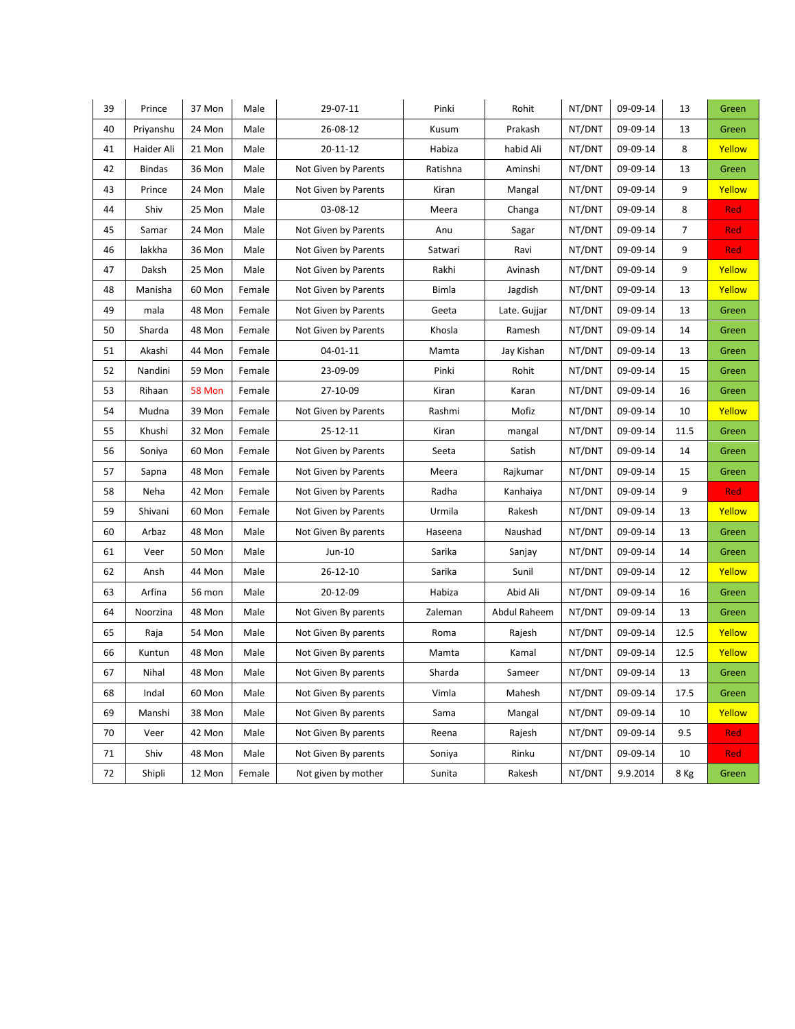| 39 | Prince | 37 Mon | Male | 29-07-11 | Pinki | Rohit | NT/DNT | 09-09-14 | 13 | Green |
|---|---|---|---|---|---|---|---|---|---|---|
| 40 | Priyanshu | 24 Mon | Male | 26-08-12 | Kusum | Prakash | NT/DNT | 09-09-14 | 13 | Green |
| 41 | Haider Ali | 21 Mon | Male | 20-11-12 | Habiza | habid Ali | NT/DNT | 09-09-14 | 8 | Yellow |
| 42 | Bindas | 36 Mon | Male | Not Given by Parents | Ratishna | Aminshi | NT/DNT | 09-09-14 | 13 | Green |
| 43 | Prince | 24 Mon | Male | Not Given by Parents | Kiran | Mangal | NT/DNT | 09-09-14 | 9 | Yellow |
| 44 | Shiv | 25 Mon | Male | 03-08-12 | Meera | Changa | NT/DNT | 09-09-14 | 8 | Red |
| 45 | Samar | 24 Mon | Male | Not Given by Parents | Anu | Sagar | NT/DNT | 09-09-14 | 7 | Red |
| 46 | lakkha | 36 Mon | Male | Not Given by Parents | Satwari | Ravi | NT/DNT | 09-09-14 | 9 | Red |
| 47 | Daksh | 25 Mon | Male | Not Given by Parents | Rakhi | Avinash | NT/DNT | 09-09-14 | 9 | Yellow |
| 48 | Manisha | 60 Mon | Female | Not Given by Parents | Bimla | Jagdish | NT/DNT | 09-09-14 | 13 | Yellow |
| 49 | mala | 48 Mon | Female | Not Given by Parents | Geeta | Late. Gujjar | NT/DNT | 09-09-14 | 13 | Green |
| 50 | Sharda | 48 Mon | Female | Not Given by Parents | Khosla | Ramesh | NT/DNT | 09-09-14 | 14 | Green |
| 51 | Akashi | 44 Mon | Female | 04-01-11 | Mamta | Jay Kishan | NT/DNT | 09-09-14 | 13 | Green |
| 52 | Nandini | 59 Mon | Female | 23-09-09 | Pinki | Rohit | NT/DNT | 09-09-14 | 15 | Green |
| 53 | Rihaan | 58 Mon | Female | 27-10-09 | Kiran | Karan | NT/DNT | 09-09-14 | 16 | Green |
| 54 | Mudna | 39 Mon | Female | Not Given by Parents | Rashmi | Mofiz | NT/DNT | 09-09-14 | 10 | Yellow |
| 55 | Khushi | 32 Mon | Female | 25-12-11 | Kiran | mangal | NT/DNT | 09-09-14 | 11.5 | Green |
| 56 | Soniya | 60 Mon | Female | Not Given by Parents | Seeta | Satish | NT/DNT | 09-09-14 | 14 | Green |
| 57 | Sapna | 48 Mon | Female | Not Given by Parents | Meera | Rajkumar | NT/DNT | 09-09-14 | 15 | Green |
| 58 | Neha | 42 Mon | Female | Not Given by Parents | Radha | Kanhaiya | NT/DNT | 09-09-14 | 9 | Red |
| 59 | Shivani | 60 Mon | Female | Not Given by Parents | Urmila | Rakesh | NT/DNT | 09-09-14 | 13 | Yellow |
| 60 | Arbaz | 48 Mon | Male | Not Given By parents | Haseena | Naushad | NT/DNT | 09-09-14 | 13 | Green |
| 61 | Veer | 50 Mon | Male | Jun-10 | Sarika | Sanjay | NT/DNT | 09-09-14 | 14 | Green |
| 62 | Ansh | 44 Mon | Male | 26-12-10 | Sarika | Sunil | NT/DNT | 09-09-14 | 12 | Yellow |
| 63 | Arfina | 56 mon | Male | 20-12-09 | Habiza | Abid Ali | NT/DNT | 09-09-14 | 16 | Green |
| 64 | Noorzina | 48 Mon | Male | Not Given By parents | Zaleman | Abdul Raheem | NT/DNT | 09-09-14 | 13 | Green |
| 65 | Raja | 54 Mon | Male | Not Given By parents | Roma | Rajesh | NT/DNT | 09-09-14 | 12.5 | Yellow |
| 66 | Kuntun | 48 Mon | Male | Not Given By parents | Mamta | Kamal | NT/DNT | 09-09-14 | 12.5 | Yellow |
| 67 | Nihal | 48 Mon | Male | Not Given By parents | Sharda | Sameer | NT/DNT | 09-09-14 | 13 | Green |
| 68 | Indal | 60 Mon | Male | Not Given By parents | Vimla | Mahesh | NT/DNT | 09-09-14 | 17.5 | Green |
| 69 | Manshi | 38 Mon | Male | Not Given By parents | Sama | Mangal | NT/DNT | 09-09-14 | 10 | Yellow |
| 70 | Veer | 42 Mon | Male | Not Given By parents | Reena | Rajesh | NT/DNT | 09-09-14 | 9.5 | Red |
| 71 | Shiv | 48 Mon | Male | Not Given By parents | Soniya | Rinku | NT/DNT | 09-09-14 | 10 | Red |
| 72 | Shipli | 12 Mon | Female | Not given by mother | Sunita | Rakesh | NT/DNT | 9.9.2014 | 8 Kg | Green |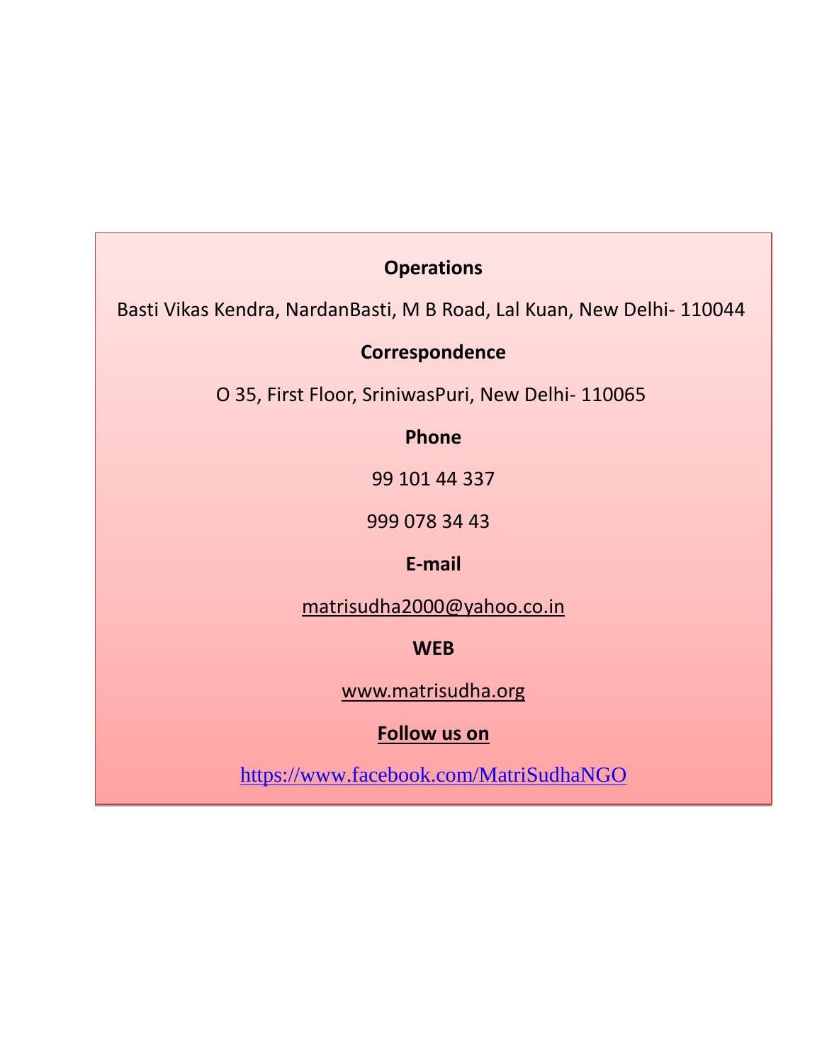**Operations**

Basti Vikas Kendra, NardanBasti, M B Road, Lal Kuan, New Delhi- 110044

**Correspondence**

O 35, First Floor, SriniwasPuri, New Delhi- 110065

**Phone**

99 101 44 337

999 078 34 43

**E-mail**

matrisudha2000@yahoo.co.in

**WEB**

www.matrisudha.org

**Follow us on**

https://www.facebook.com/MatriSudhaNGO